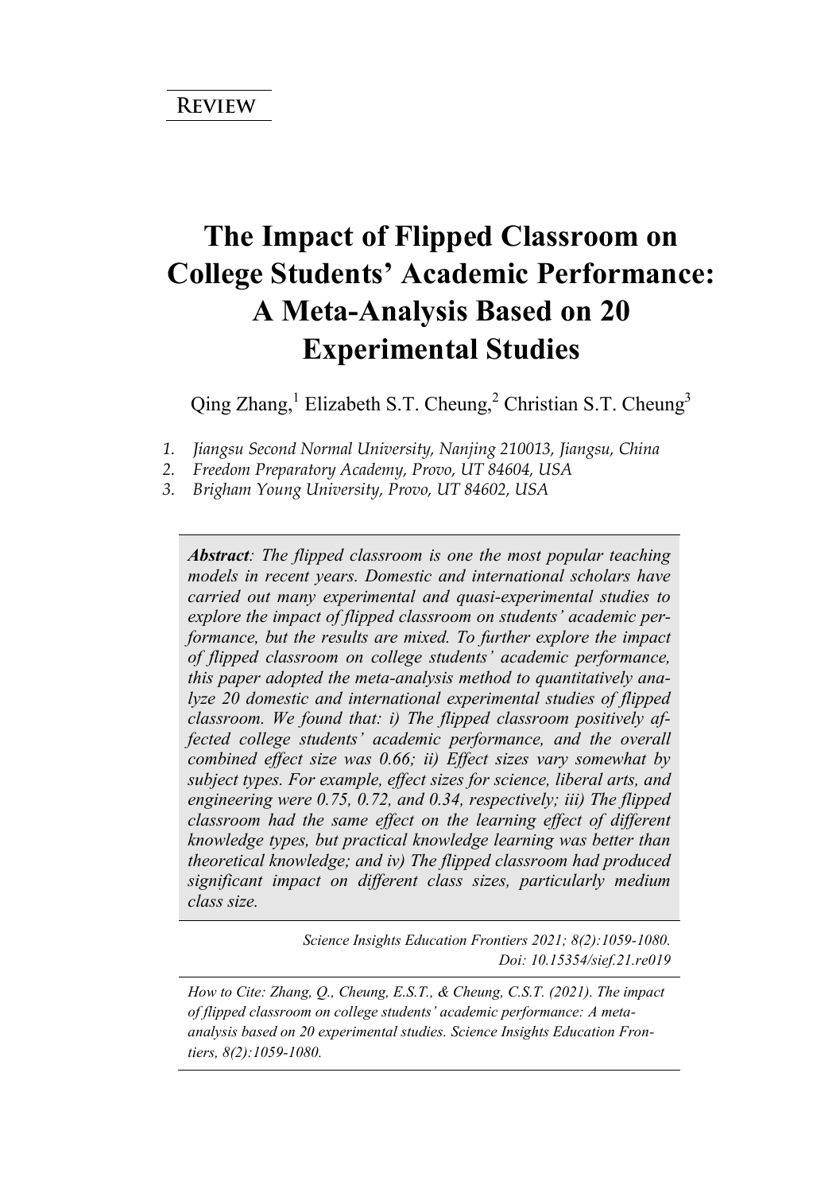**Review**

# The Impact of Flipped Classroom on College Students' Academic Performance: A Meta-Analysis Based on 20 Experimental Studies

Qing Zhang,[1] Elizabeth S.T. Cheung,[2] Christian S.T. Cheung[3]

1. *Jiangsu Second Normal University, Nanjing 210013, Jiangsu, China*
2. *Freedom Preparatory Academy, Provo, UT 84604, USA*
3. *Brigham Young University, Provo, UT 84602, USA*

***Abstract**: The flipped classroom is one the most popular teaching models in recent years. Domestic and international scholars have carried out many experimental and quasi-experimental studies to explore the impact of flipped classroom on students' academic performance, but the results are mixed. To further explore the impact of flipped classroom on college students' academic performance, this paper adopted the meta-analysis method to quantitatively analyze 20 domestic and international experimental studies of flipped classroom. We found that: i) The flipped classroom positively affected college students' academic performance, and the overall combined effect size was 0.66; ii) Effect sizes vary somewhat by subject types. For example, effect sizes for science, liberal arts, and engineering were 0.75, 0.72, and 0.34, respectively; iii) The flipped classroom had the same effect on the learning effect of different knowledge types, but practical knowledge learning was better than theoretical knowledge; and iv) The flipped classroom had produced significant impact on different class sizes, particularly medium class size.*

*Science Insights Education Frontiers 2021; 8(2):1059-1080.*
*Doi: 10.15354/sief.21.re019*

*How to Cite: Zhang, Q., Cheung, E.S.T., & Cheung, C.S.T. (2021). The impact of flipped classroom on college students' academic performance: A meta-analysis based on 20 experimental studies. Science Insights Education Frontiers, 8(2):1059-1080.*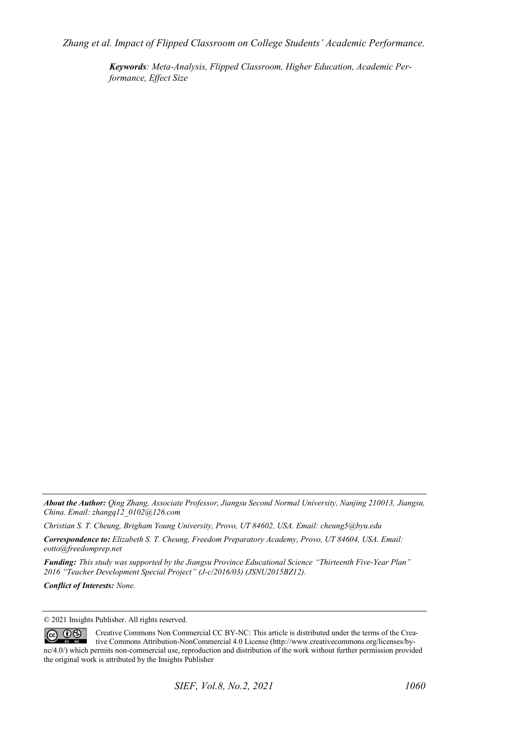***Keywords****: Meta-Analysis, Flipped Classroom, Higher Education, Academic Performance, Effect Size*

---

***About the Author:*** *Qing Zhang, Associate Professor, Jiangsu Second Normal University, Nanjing 210013, Jiangsu, China. Email: zhangq12_0102@126.com*

*Christian S. T. Cheung, Brigham Young University, Provo, UT 84602, USA. Email: cheung5@byu.edu*

***Correspondence to:*** *Elizabeth S. T. Cheung, Freedom Preparatory Academy, Provo, UT 84604, USA. Email: eotto@freedomprep.net*

***Funding:*** *This study was supported by the Jiangsu Province Educational Science "Thirteenth Five-Year Plan" 2016 "Teacher Development Special Project" (J-c/2016/03) (JSNU2015BZ12).*

***Conflict of Interests:*** *None.*

---

© 2021 Insights Publisher. All rights reserved.

Creative Commons Non Commercial CC BY-NC: This article is distributed under the terms of the Creative Commons Attribution-NonCommercial 4.0 License (http://www.creativecommons.org/licenses/by-nc/4.0/) which permits non-commercial use, reproduction and distribution of the work without further permission provided the original work is attributed by the Insights Publisher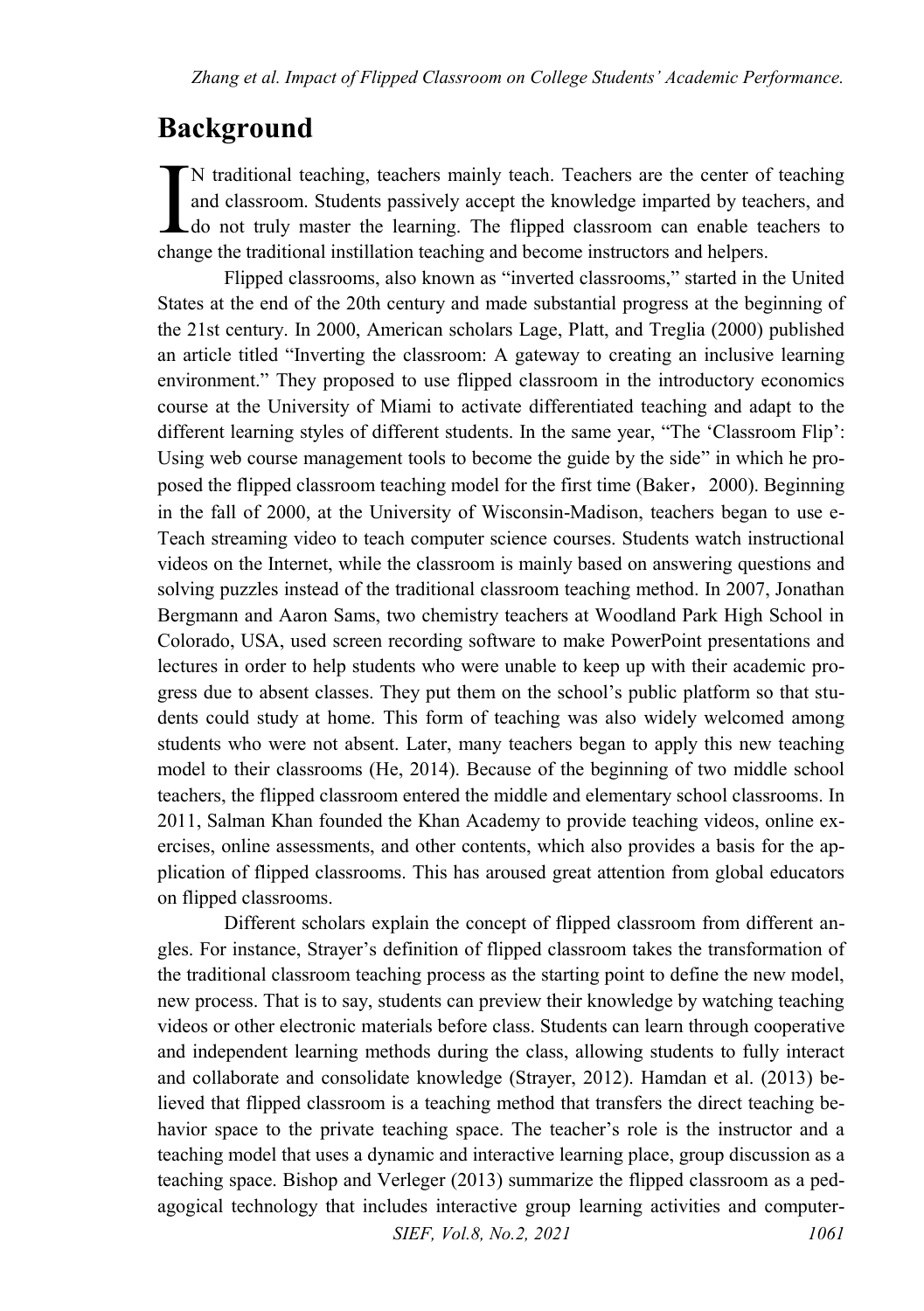## Background

IN traditional teaching, teachers mainly teach. Teachers are the center of teaching and classroom. Students passively accept the knowledge imparted by teachers, and do not truly master the learning. The flipped classroom can enable teachers to change the traditional instillation teaching and become instructors and helpers.

Flipped classrooms, also known as "inverted classrooms," started in the United States at the end of the 20th century and made substantial progress at the beginning of the 21st century. In 2000, American scholars Lage, Platt, and Treglia (2000) published an article titled "Inverting the classroom: A gateway to creating an inclusive learning environment." They proposed to use flipped classroom in the introductory economics course at the University of Miami to activate differentiated teaching and adapt to the different learning styles of different students. In the same year, "The 'Classroom Flip': Using web course management tools to become the guide by the side" in which he proposed the flipped classroom teaching model for the first time (Baker，2000). Beginning in the fall of 2000, at the University of Wisconsin-Madison, teachers began to use e-Teach streaming video to teach computer science courses. Students watch instructional videos on the Internet, while the classroom is mainly based on answering questions and solving puzzles instead of the traditional classroom teaching method. In 2007, Jonathan Bergmann and Aaron Sams, two chemistry teachers at Woodland Park High School in Colorado, USA, used screen recording software to make PowerPoint presentations and lectures in order to help students who were unable to keep up with their academic progress due to absent classes. They put them on the school's public platform so that students could study at home. This form of teaching was also widely welcomed among students who were not absent. Later, many teachers began to apply this new teaching model to their classrooms (He, 2014). Because of the beginning of two middle school teachers, the flipped classroom entered the middle and elementary school classrooms. In 2011, Salman Khan founded the Khan Academy to provide teaching videos, online exercises, online assessments, and other contents, which also provides a basis for the application of flipped classrooms. This has aroused great attention from global educators on flipped classrooms.

Different scholars explain the concept of flipped classroom from different angles. For instance, Strayer's definition of flipped classroom takes the transformation of the traditional classroom teaching process as the starting point to define the new model, new process. That is to say, students can preview their knowledge by watching teaching videos or other electronic materials before class. Students can learn through cooperative and independent learning methods during the class, allowing students to fully interact and collaborate and consolidate knowledge (Strayer, 2012). Hamdan et al. (2013) believed that flipped classroom is a teaching method that transfers the direct teaching behavior space to the private teaching space. The teacher's role is the instructor and a teaching model that uses a dynamic and interactive learning place, group discussion as a teaching space. Bishop and Verleger (2013) summarize the flipped classroom as a pedagogical technology that includes interactive group learning activities and computer-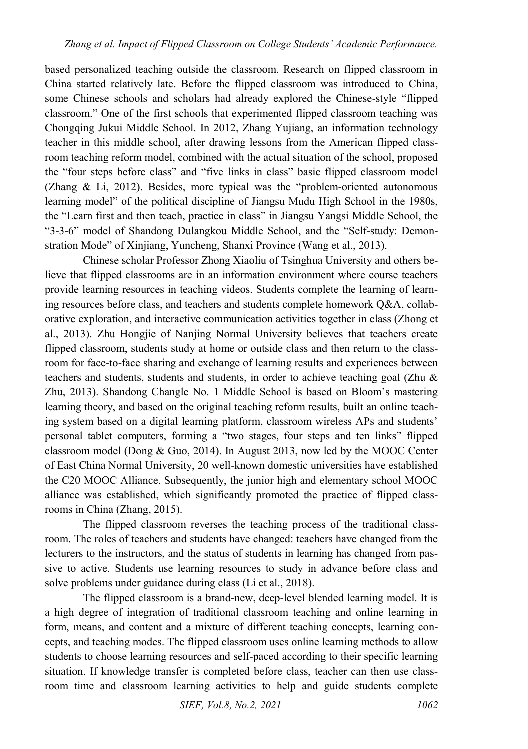based personalized teaching outside the classroom. Research on flipped classroom in China started relatively late. Before the flipped classroom was introduced to China, some Chinese schools and scholars had already explored the Chinese-style "flipped classroom." One of the first schools that experimented flipped classroom teaching was Chongqing Jukui Middle School. In 2012, Zhang Yujiang, an information technology teacher in this middle school, after drawing lessons from the American flipped classroom teaching reform model, combined with the actual situation of the school, proposed the "four steps before class" and "five links in class" basic flipped classroom model (Zhang & Li, 2012). Besides, more typical was the "problem-oriented autonomous learning model" of the political discipline of Jiangsu Mudu High School in the 1980s, the "Learn first and then teach, practice in class" in Jiangsu Yangsi Middle School, the "3-3-6" model of Shandong Dulangkou Middle School, and the "Self-study: Demonstration Mode" of Xinjiang, Yuncheng, Shanxi Province (Wang et al., 2013).

Chinese scholar Professor Zhong Xiaoliu of Tsinghua University and others believe that flipped classrooms are in an information environment where course teachers provide learning resources in teaching videos. Students complete the learning of learning resources before class, and teachers and students complete homework Q&A, collaborative exploration, and interactive communication activities together in class (Zhong et al., 2013). Zhu Hongjie of Nanjing Normal University believes that teachers create flipped classroom, students study at home or outside class and then return to the classroom for face-to-face sharing and exchange of learning results and experiences between teachers and students, students and students, in order to achieve teaching goal (Zhu & Zhu, 2013). Shandong Changle No. 1 Middle School is based on Bloom's mastering learning theory, and based on the original teaching reform results, built an online teaching system based on a digital learning platform, classroom wireless APs and students' personal tablet computers, forming a "two stages, four steps and ten links" flipped classroom model (Dong & Guo, 2014). In August 2013, now led by the MOOC Center of East China Normal University, 20 well-known domestic universities have established the C20 MOOC Alliance. Subsequently, the junior high and elementary school MOOC alliance was established, which significantly promoted the practice of flipped classrooms in China (Zhang, 2015).

The flipped classroom reverses the teaching process of the traditional classroom. The roles of teachers and students have changed: teachers have changed from the lecturers to the instructors, and the status of students in learning has changed from passive to active. Students use learning resources to study in advance before class and solve problems under guidance during class (Li et al., 2018).

The flipped classroom is a brand-new, deep-level blended learning model. It is a high degree of integration of traditional classroom teaching and online learning in form, means, and content and a mixture of different teaching concepts, learning concepts, and teaching modes. The flipped classroom uses online learning methods to allow students to choose learning resources and self-paced according to their specific learning situation. If knowledge transfer is completed before class, teacher can then use classroom time and classroom learning activities to help and guide students complete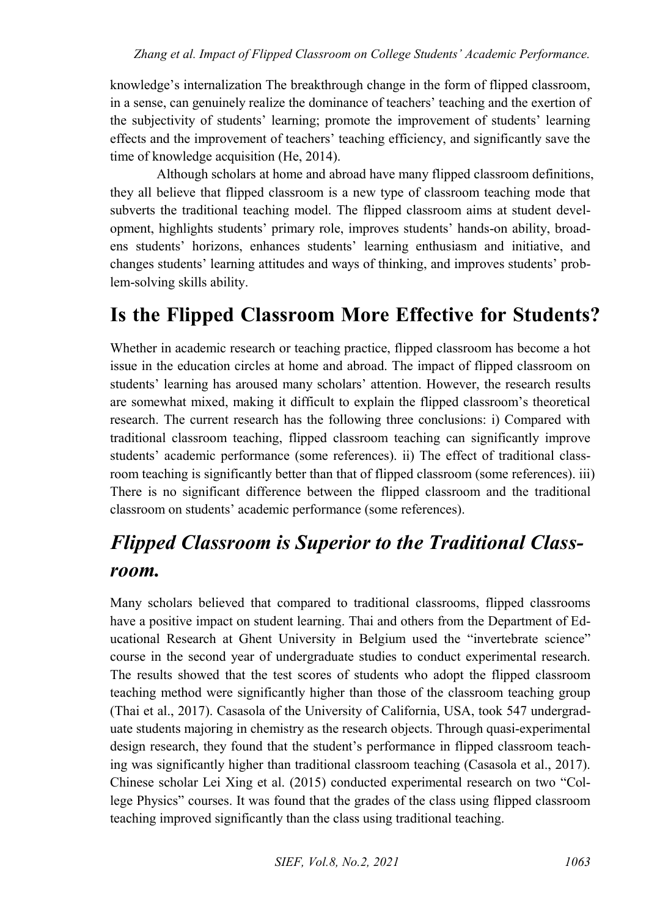knowledge's internalization The breakthrough change in the form of flipped classroom, in a sense, can genuinely realize the dominance of teachers' teaching and the exertion of the subjectivity of students' learning; promote the improvement of students' learning effects and the improvement of teachers' teaching efficiency, and significantly save the time of knowledge acquisition (He, 2014).

Although scholars at home and abroad have many flipped classroom definitions, they all believe that flipped classroom is a new type of classroom teaching mode that subverts the traditional teaching model. The flipped classroom aims at student development, highlights students' primary role, improves students' hands-on ability, broadens students' horizons, enhances students' learning enthusiasm and initiative, and changes students' learning attitudes and ways of thinking, and improves students' problem-solving skills ability.

# Is the Flipped Classroom More Effective for Students?

Whether in academic research or teaching practice, flipped classroom has become a hot issue in the education circles at home and abroad. The impact of flipped classroom on students' learning has aroused many scholars' attention. However, the research results are somewhat mixed, making it difficult to explain the flipped classroom's theoretical research. The current research has the following three conclusions: i) Compared with traditional classroom teaching, flipped classroom teaching can significantly improve students' academic performance (some references). ii) The effect of traditional classroom teaching is significantly better than that of flipped classroom (some references). iii) There is no significant difference between the flipped classroom and the traditional classroom on students' academic performance (some references).

## *Flipped Classroom is Superior to the Traditional Classroom.*

Many scholars believed that compared to traditional classrooms, flipped classrooms have a positive impact on student learning. Thai and others from the Department of Educational Research at Ghent University in Belgium used the "invertebrate science" course in the second year of undergraduate studies to conduct experimental research. The results showed that the test scores of students who adopt the flipped classroom teaching method were significantly higher than those of the classroom teaching group (Thai et al., 2017). Casasola of the University of California, USA, took 547 undergraduate students majoring in chemistry as the research objects. Through quasi-experimental design research, they found that the student's performance in flipped classroom teaching was significantly higher than traditional classroom teaching (Casasola et al., 2017). Chinese scholar Lei Xing et al. (2015) conducted experimental research on two "College Physics" courses. It was found that the grades of the class using flipped classroom teaching improved significantly than the class using traditional teaching.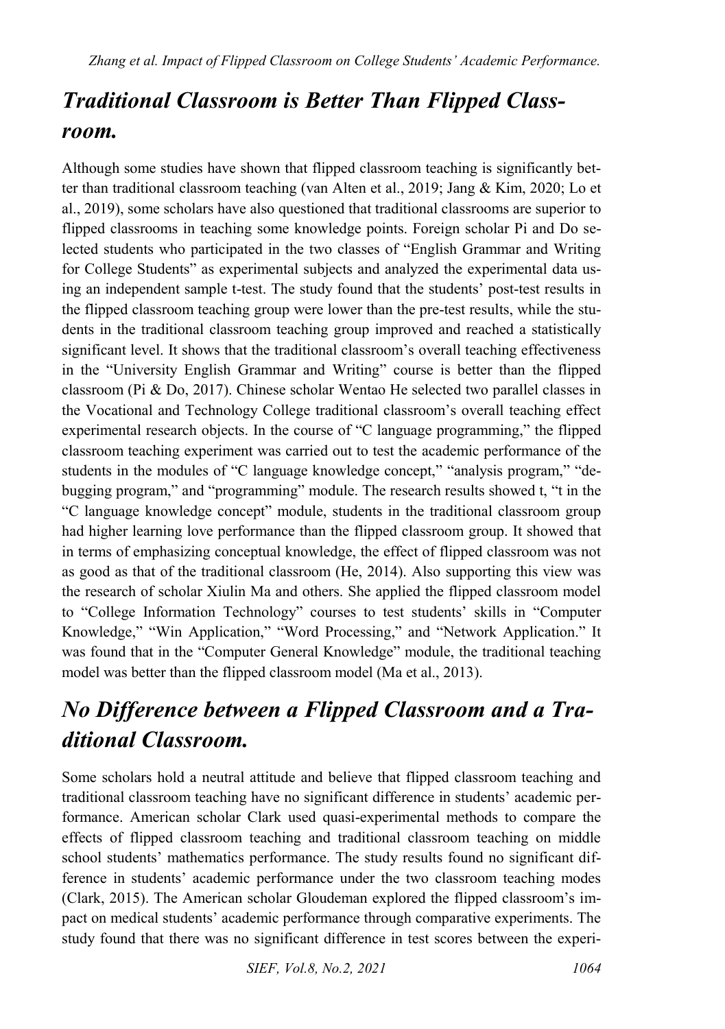## *Traditional Classroom is Better Than Flipped Classroom.*

Although some studies have shown that flipped classroom teaching is significantly better than traditional classroom teaching (van Alten et al., 2019; Jang & Kim, 2020; Lo et al., 2019), some scholars have also questioned that traditional classrooms are superior to flipped classrooms in teaching some knowledge points. Foreign scholar Pi and Do selected students who participated in the two classes of "English Grammar and Writing for College Students" as experimental subjects and analyzed the experimental data using an independent sample t-test. The study found that the students' post-test results in the flipped classroom teaching group were lower than the pre-test results, while the students in the traditional classroom teaching group improved and reached a statistically significant level. It shows that the traditional classroom's overall teaching effectiveness in the "University English Grammar and Writing" course is better than the flipped classroom (Pi & Do, 2017). Chinese scholar Wentao He selected two parallel classes in the Vocational and Technology College traditional classroom's overall teaching effect experimental research objects. In the course of "C language programming," the flipped classroom teaching experiment was carried out to test the academic performance of the students in the modules of "C language knowledge concept," "analysis program," "debugging program," and "programming" module. The research results showed t, "t in the "C language knowledge concept" module, students in the traditional classroom group had higher learning love performance than the flipped classroom group. It showed that in terms of emphasizing conceptual knowledge, the effect of flipped classroom was not as good as that of the traditional classroom (He, 2014). Also supporting this view was the research of scholar Xiulin Ma and others. She applied the flipped classroom model to "College Information Technology" courses to test students' skills in "Computer Knowledge," "Win Application," "Word Processing," and "Network Application." It was found that in the "Computer General Knowledge" module, the traditional teaching model was better than the flipped classroom model (Ma et al., 2013).

## *No Difference between a Flipped Classroom and a Traditional Classroom.*

Some scholars hold a neutral attitude and believe that flipped classroom teaching and traditional classroom teaching have no significant difference in students' academic performance. American scholar Clark used quasi-experimental methods to compare the effects of flipped classroom teaching and traditional classroom teaching on middle school students' mathematics performance. The study results found no significant difference in students' academic performance under the two classroom teaching modes (Clark, 2015). The American scholar Gloudeman explored the flipped classroom's impact on medical students' academic performance through comparative experiments. The study found that there was no significant difference in test scores between the experi-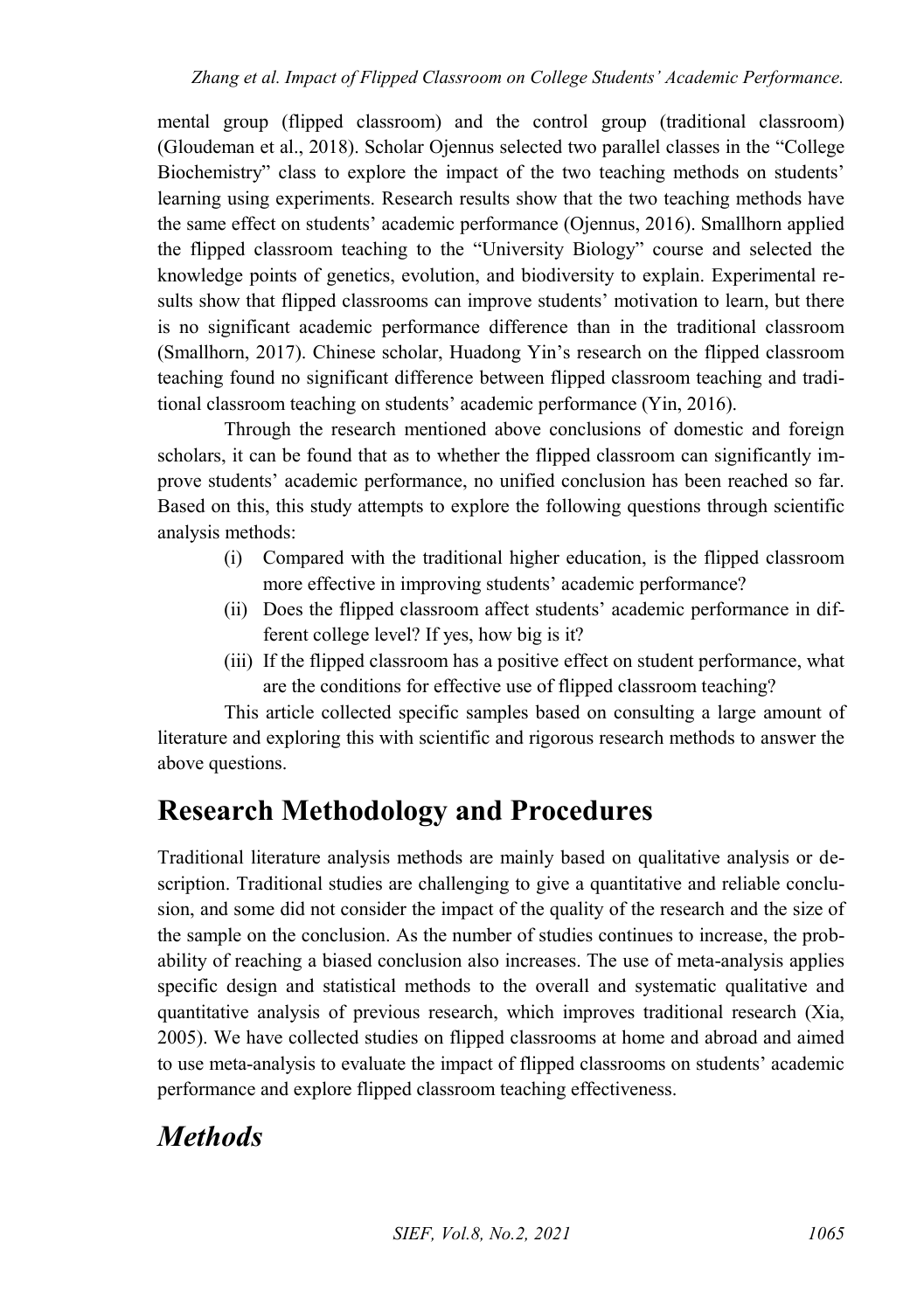mental group (flipped classroom) and the control group (traditional classroom) (Gloudeman et al., 2018). Scholar Ojennus selected two parallel classes in the "College Biochemistry" class to explore the impact of the two teaching methods on students' learning using experiments. Research results show that the two teaching methods have the same effect on students' academic performance (Ojennus, 2016). Smallhorn applied the flipped classroom teaching to the "University Biology" course and selected the knowledge points of genetics, evolution, and biodiversity to explain. Experimental results show that flipped classrooms can improve students' motivation to learn, but there is no significant academic performance difference than in the traditional classroom (Smallhorn, 2017). Chinese scholar, Huadong Yin's research on the flipped classroom teaching found no significant difference between flipped classroom teaching and traditional classroom teaching on students' academic performance (Yin, 2016).

Through the research mentioned above conclusions of domestic and foreign scholars, it can be found that as to whether the flipped classroom can significantly improve students' academic performance, no unified conclusion has been reached so far. Based on this, this study attempts to explore the following questions through scientific analysis methods:

(i) Compared with the traditional higher education, is the flipped classroom more effective in improving students' academic performance?

(ii) Does the flipped classroom affect students' academic performance in different college level? If yes, how big is it?

(iii) If the flipped classroom has a positive effect on student performance, what are the conditions for effective use of flipped classroom teaching?

This article collected specific samples based on consulting a large amount of literature and exploring this with scientific and rigorous research methods to answer the above questions.

# Research Methodology and Procedures

Traditional literature analysis methods are mainly based on qualitative analysis or description. Traditional studies are challenging to give a quantitative and reliable conclusion, and some did not consider the impact of the quality of the research and the size of the sample on the conclusion. As the number of studies continues to increase, the probability of reaching a biased conclusion also increases. The use of meta-analysis applies specific design and statistical methods to the overall and systematic qualitative and quantitative analysis of previous research, which improves traditional research (Xia, 2005). We have collected studies on flipped classrooms at home and abroad and aimed to use meta-analysis to evaluate the impact of flipped classrooms on students' academic performance and explore flipped classroom teaching effectiveness.

## *Methods*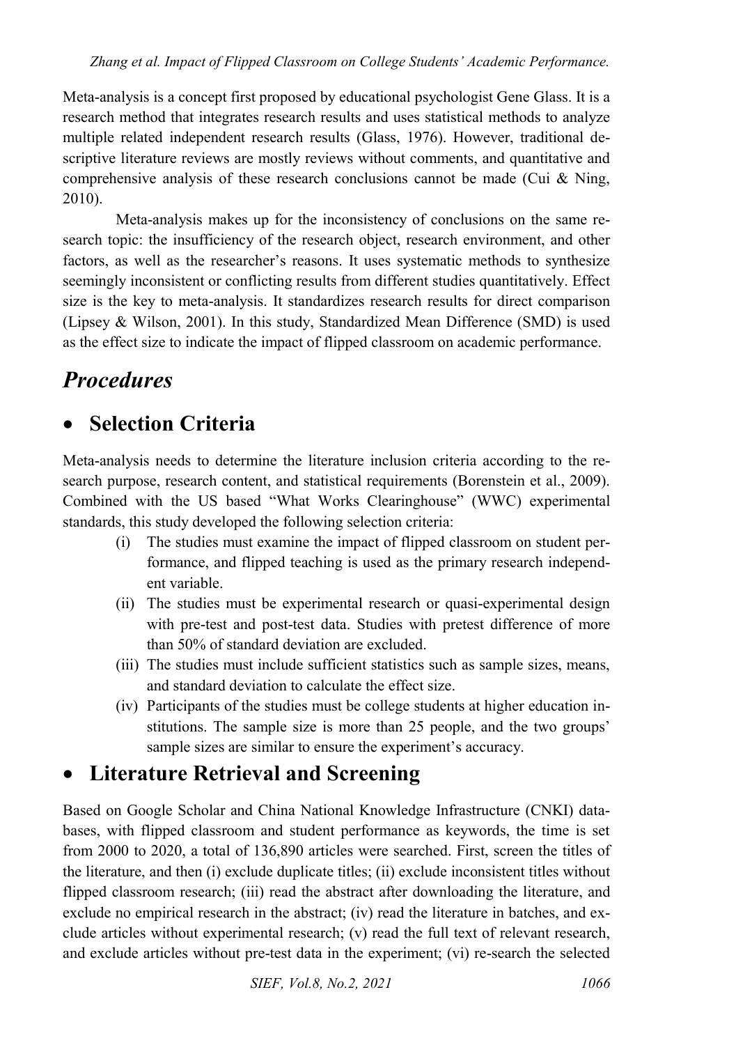Meta-analysis is a concept first proposed by educational psychologist Gene Glass. It is a research method that integrates research results and uses statistical methods to analyze multiple related independent research results (Glass, 1976). However, traditional descriptive literature reviews are mostly reviews without comments, and quantitative and comprehensive analysis of these research conclusions cannot be made (Cui & Ning, 2010).

Meta-analysis makes up for the inconsistency of conclusions on the same research topic: the insufficiency of the research object, research environment, and other factors, as well as the researcher's reasons. It uses systematic methods to synthesize seemingly inconsistent or conflicting results from different studies quantitatively. Effect size is the key to meta-analysis. It standardizes research results for direct comparison (Lipsey & Wilson, 2001). In this study, Standardized Mean Difference (SMD) is used as the effect size to indicate the impact of flipped classroom on academic performance.

## *Procedures*

### • Selection Criteria

Meta-analysis needs to determine the literature inclusion criteria according to the research purpose, research content, and statistical requirements (Borenstein et al., 2009). Combined with the US based "What Works Clearinghouse" (WWC) experimental standards, this study developed the following selection criteria:

(i) The studies must examine the impact of flipped classroom on student performance, and flipped teaching is used as the primary research independent variable.

(ii) The studies must be experimental research or quasi-experimental design with pre-test and post-test data. Studies with pretest difference of more than 50% of standard deviation are excluded.

(iii) The studies must include sufficient statistics such as sample sizes, means, and standard deviation to calculate the effect size.

(iv) Participants of the studies must be college students at higher education institutions. The sample size is more than 25 people, and the two groups' sample sizes are similar to ensure the experiment's accuracy.

### • Literature Retrieval and Screening

Based on Google Scholar and China National Knowledge Infrastructure (CNKI) databases, with flipped classroom and student performance as keywords, the time is set from 2000 to 2020, a total of 136,890 articles were searched. First, screen the titles of the literature, and then (i) exclude duplicate titles; (ii) exclude inconsistent titles without flipped classroom research; (iii) read the abstract after downloading the literature, and exclude no empirical research in the abstract; (iv) read the literature in batches, and exclude articles without experimental research; (v) read the full text of relevant research, and exclude articles without pre-test data in the experiment; (vi) re-search the selected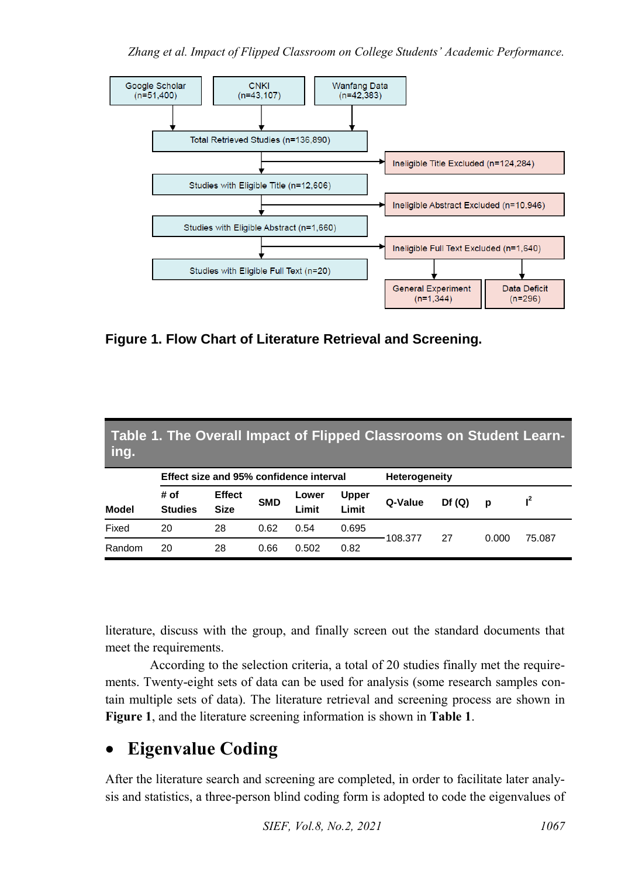Google Scholar (n=51,400)

CNKI (n=43,107)

Wanfang Data (n=42,383)

Total Retrieved Studies (n=136,890)

Ineligible Title Excluded (n=124,284)

Studies with Eligible Title (n=12,606)

Ineligible Abstract Excluded (n=10,946)

Studies with Eligible Abstract (n=1,660)

Ineligible Full Text Excluded (n=1,640)

Studies with Eligible Full Text (n=20)

General Experiment (n=1,344)

Data Deficit (n=296)

**Figure 1. Flow Chart of Literature Retrieval and Screening.**

**Table 1. The Overall Impact of Flipped Classrooms on Student Learning.**

| Model | Effect size and 95% confidence interval | | | | | Heterogeneity | | | |
|---|---|---|---|---|---|---|---|---|---|
| | # of Studies | Effect Size | SMD | Lower Limit | Upper Limit | Q-Value | Df (Q) | p | $I^2$ |
| Fixed | 20 | 28 | 0.62 | 0.54 | 0.695 | 108.377 | 27 | 0.000 | 75.087 |
| Random | 20 | 28 | 0.66 | 0.502 | 0.82 | | | | |

literature, discuss with the group, and finally screen out the standard documents that meet the requirements.

According to the selection criteria, a total of 20 studies finally met the requirements. Twenty-eight sets of data can be used for analysis (some research samples contain multiple sets of data). The literature retrieval and screening process are shown in **Figure 1**, and the literature screening information is shown in **Table 1**.

## • Eigenvalue Coding

After the literature search and screening are completed, in order to facilitate later analysis and statistics, a three-person blind coding form is adopted to code the eigenvalues of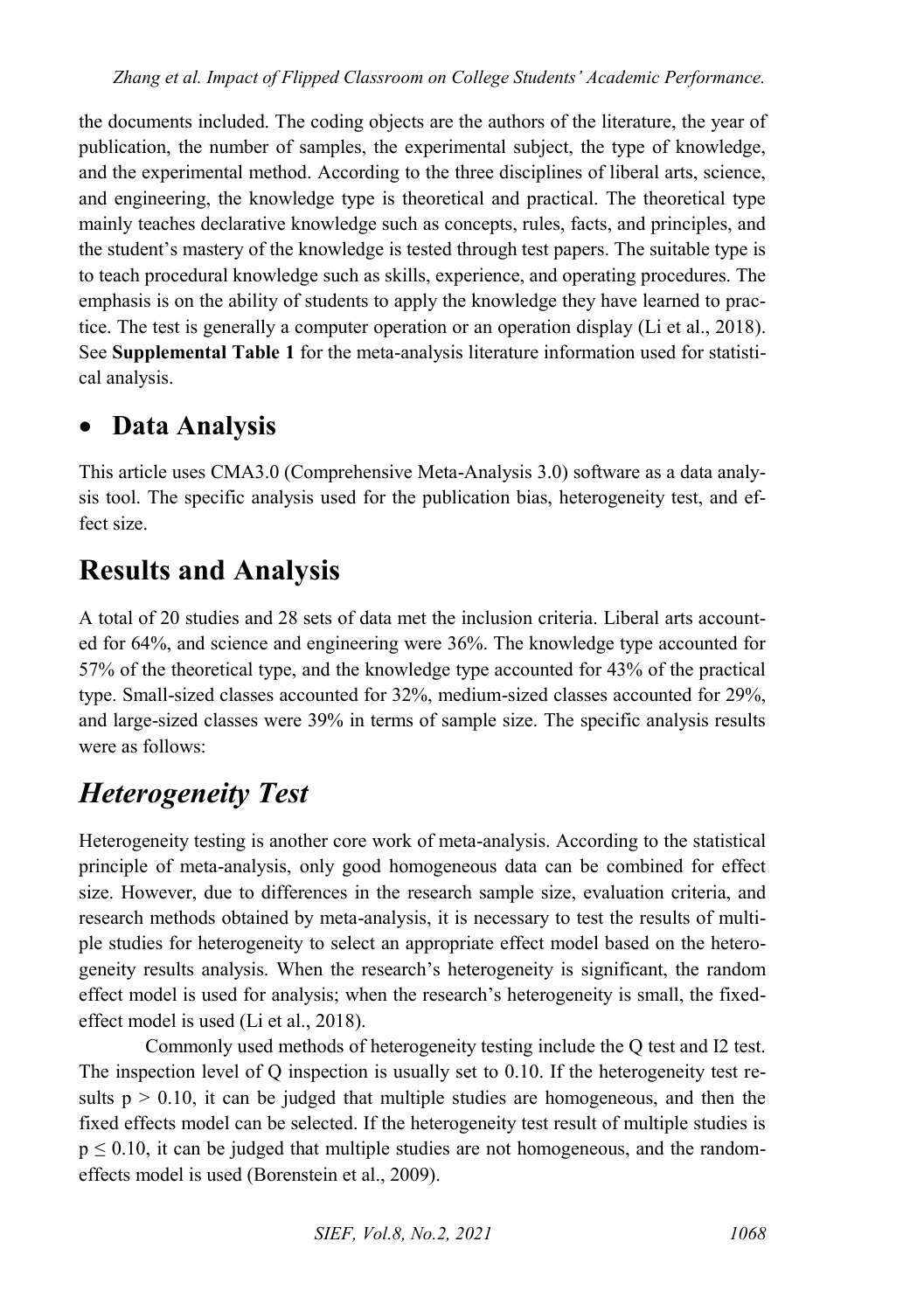the documents included. The coding objects are the authors of the literature, the year of publication, the number of samples, the experimental subject, the type of knowledge, and the experimental method. According to the three disciplines of liberal arts, science, and engineering, the knowledge type is theoretical and practical. The theoretical type mainly teaches declarative knowledge such as concepts, rules, facts, and principles, and the student's mastery of the knowledge is tested through test papers. The suitable type is to teach procedural knowledge such as skills, experience, and operating procedures. The emphasis is on the ability of students to apply the knowledge they have learned to practice. The test is generally a computer operation or an operation display (Li et al., 2018). See **Supplemental Table 1** for the meta-analysis literature information used for statistical analysis.

- ## Data Analysis

This article uses CMA3.0 (Comprehensive Meta-Analysis 3.0) software as a data analysis tool. The specific analysis used for the publication bias, heterogeneity test, and effect size.

# Results and Analysis

A total of 20 studies and 28 sets of data met the inclusion criteria. Liberal arts accounted for 64%, and science and engineering were 36%. The knowledge type accounted for 57% of the theoretical type, and the knowledge type accounted for 43% of the practical type. Small-sized classes accounted for 32%, medium-sized classes accounted for 29%, and large-sized classes were 39% in terms of sample size. The specific analysis results were as follows:

## *Heterogeneity Test*

Heterogeneity testing is another core work of meta-analysis. According to the statistical principle of meta-analysis, only good homogeneous data can be combined for effect size. However, due to differences in the research sample size, evaluation criteria, and research methods obtained by meta-analysis, it is necessary to test the results of multiple studies for heterogeneity to select an appropriate effect model based on the heterogeneity results analysis. When the research's heterogeneity is significant, the random effect model is used for analysis; when the research's heterogeneity is small, the fixed-effect model is used (Li et al., 2018).

Commonly used methods of heterogeneity testing include the Q test and I2 test. The inspection level of Q inspection is usually set to 0.10. If the heterogeneity test results $p > 0.10$, it can be judged that multiple studies are homogeneous, and then the fixed effects model can be selected. If the heterogeneity test result of multiple studies is $p \leq 0.10$, it can be judged that multiple studies are not homogeneous, and the random-effects model is used (Borenstein et al., 2009).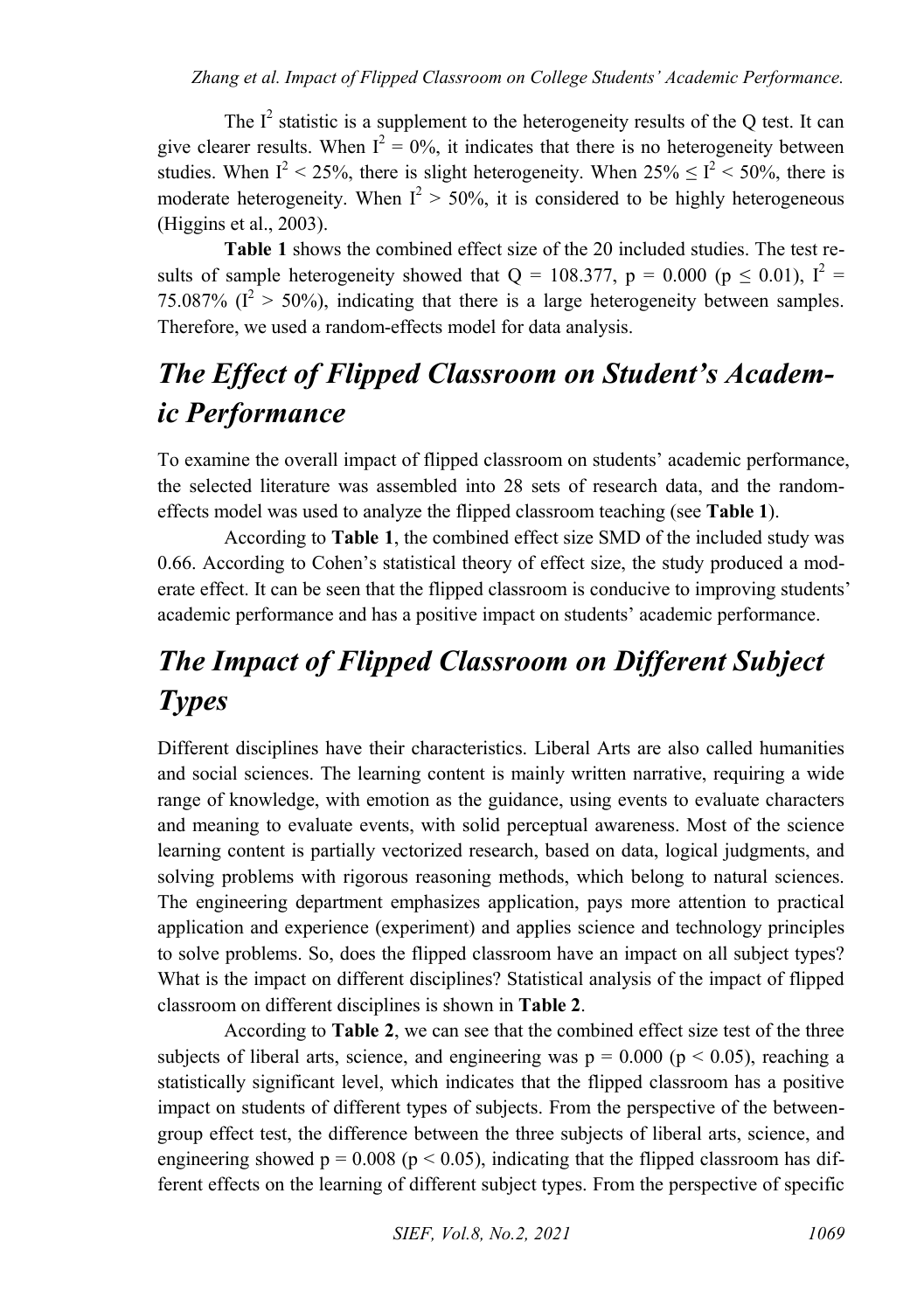The $I^2$ statistic is a supplement to the heterogeneity results of the Q test. It can give clearer results. When $I^2 = 0\%$, it indicates that there is no heterogeneity between studies. When $I^2 < 25\%$, there is slight heterogeneity. When $25\% \leq I^2 < 50\%$, there is moderate heterogeneity. When $I^2 > 50\%$, it is considered to be highly heterogeneous (Higgins et al., 2003).

**Table 1** shows the combined effect size of the 20 included studies. The test results of sample heterogeneity showed that $Q = 108.377$, $p = 0.000$ ($p \leq 0.01$), $I^2 = 75.087\%$ ($I^2 > 50\%$), indicating that there is a large heterogeneity between samples. Therefore, we used a random-effects model for data analysis.

## *The Effect of Flipped Classroom on Student's Academic Performance*

To examine the overall impact of flipped classroom on students' academic performance, the selected literature was assembled into 28 sets of research data, and the random-effects model was used to analyze the flipped classroom teaching (see **Table 1**).

According to **Table 1**, the combined effect size SMD of the included study was 0.66. According to Cohen's statistical theory of effect size, the study produced a moderate effect. It can be seen that the flipped classroom is conducive to improving students' academic performance and has a positive impact on students' academic performance.

## *The Impact of Flipped Classroom on Different Subject Types*

Different disciplines have their characteristics. Liberal Arts are also called humanities and social sciences. The learning content is mainly written narrative, requiring a wide range of knowledge, with emotion as the guidance, using events to evaluate characters and meaning to evaluate events, with solid perceptual awareness. Most of the science learning content is partially vectorized research, based on data, logical judgments, and solving problems with rigorous reasoning methods, which belong to natural sciences. The engineering department emphasizes application, pays more attention to practical application and experience (experiment) and applies science and technology principles to solve problems. So, does the flipped classroom have an impact on all subject types? What is the impact on different disciplines? Statistical analysis of the impact of flipped classroom on different disciplines is shown in **Table 2**.

According to **Table 2**, we can see that the combined effect size test of the three subjects of liberal arts, science, and engineering was $p = 0.000$ ($p < 0.05$), reaching a statistically significant level, which indicates that the flipped classroom has a positive impact on students of different types of subjects. From the perspective of the between-group effect test, the difference between the three subjects of liberal arts, science, and engineering showed $p = 0.008$ ($p < 0.05$), indicating that the flipped classroom has different effects on the learning of different subject types. From the perspective of specific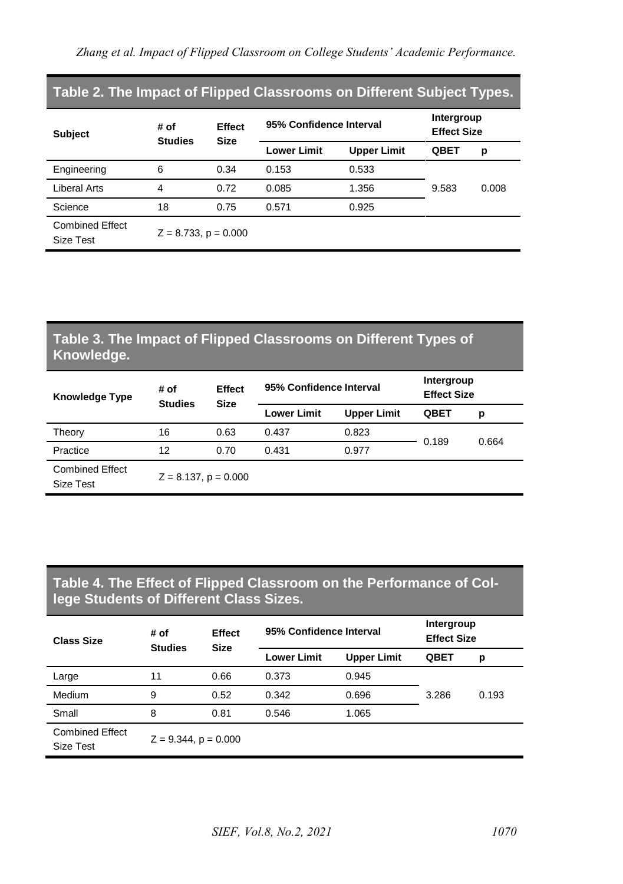**Table 2. The Impact of Flipped Classrooms on Different Subject Types.**

| Subject | # of Studies | Effect Size | 95% Confidence Interval | | Intergroup Effect Size | |
|---|---|---|---|---|---|---|
| | | | Lower Limit | Upper Limit | QBET | p |
| Engineering | 6 | 0.34 | 0.153 | 0.533 | 9.583 | 0.008 |
| Liberal Arts | 4 | 0.72 | 0.085 | 1.356 | | |
| Science | 18 | 0.75 | 0.571 | 0.925 | | |
| Combined Effect Size Test | Z = 8.733, p = 0.000 | | | | | |

**Table 3. The Impact of Flipped Classrooms on Different Types of Knowledge.**

| Knowledge Type | # of Studies | Effect Size | 95% Confidence Interval | | Intergroup Effect Size | |
|---|---|---|---|---|---|---|
| | | | Lower Limit | Upper Limit | QBET | p |
| Theory | 16 | 0.63 | 0.437 | 0.823 | 0.189 | 0.664 |
| Practice | 12 | 0.70 | 0.431 | 0.977 | | |
| Combined Effect Size Test | Z = 8.137, p = 0.000 | | | | | |

**Table 4. The Effect of Flipped Classroom on the Performance of College Students of Different Class Sizes.**

| Class Size | # of Studies | Effect Size | 95% Confidence Interval | | Intergroup Effect Size | |
|---|---|---|---|---|---|---|
| | | | Lower Limit | Upper Limit | QBET | p |
| Large | 11 | 0.66 | 0.373 | 0.945 | 3.286 | 0.193 |
| Medium | 9 | 0.52 | 0.342 | 0.696 | | |
| Small | 8 | 0.81 | 0.546 | 1.065 | | |
| Combined Effect Size Test | Z = 9.344, p = 0.000 | | | | | |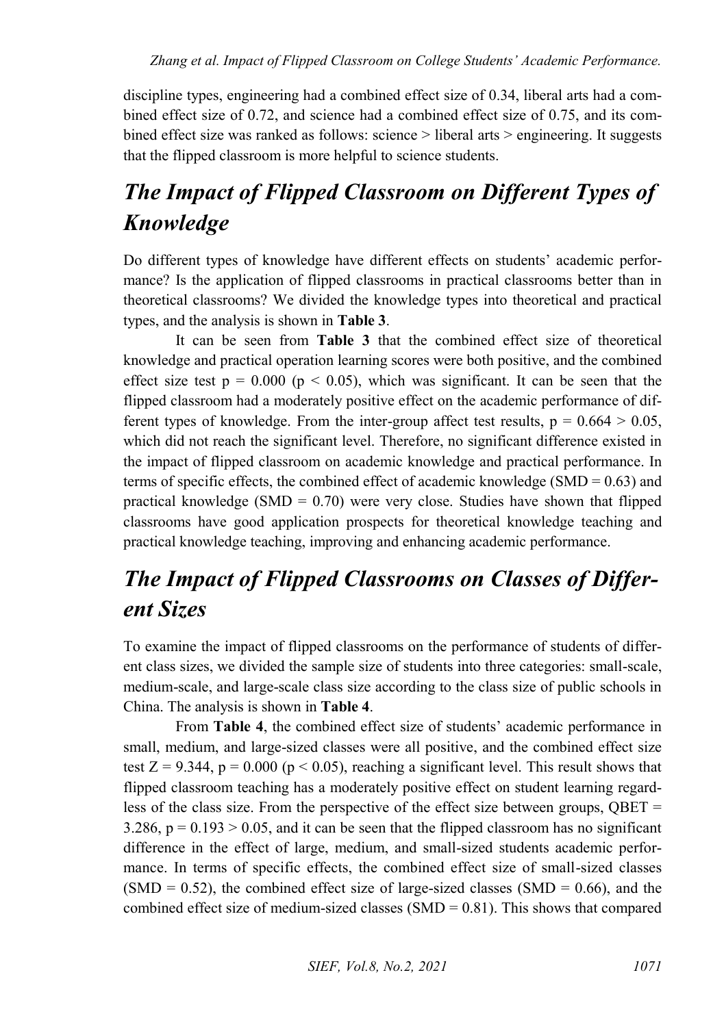discipline types, engineering had a combined effect size of 0.34, liberal arts had a combined effect size of 0.72, and science had a combined effect size of 0.75, and its combined effect size was ranked as follows: science > liberal arts > engineering. It suggests that the flipped classroom is more helpful to science students.

## *The Impact of Flipped Classroom on Different Types of Knowledge*

Do different types of knowledge have different effects on students' academic performance? Is the application of flipped classrooms in practical classrooms better than in theoretical classrooms? We divided the knowledge types into theoretical and practical types, and the analysis is shown in **Table 3**.

It can be seen from **Table 3** that the combined effect size of theoretical knowledge and practical operation learning scores were both positive, and the combined effect size test $p = 0.000$ ($p < 0.05$), which was significant. It can be seen that the flipped classroom had a moderately positive effect on the academic performance of different types of knowledge. From the inter-group affect test results, $p = 0.664 > 0.05$, which did not reach the significant level. Therefore, no significant difference existed in the impact of flipped classroom on academic knowledge and practical performance. In terms of specific effects, the combined effect of academic knowledge (SMD = 0.63) and practical knowledge (SMD = 0.70) were very close. Studies have shown that flipped classrooms have good application prospects for theoretical knowledge teaching and practical knowledge teaching, improving and enhancing academic performance.

## *The Impact of Flipped Classrooms on Classes of Different Sizes*

To examine the impact of flipped classrooms on the performance of students of different class sizes, we divided the sample size of students into three categories: small-scale, medium-scale, and large-scale class size according to the class size of public schools in China. The analysis is shown in **Table 4**.

From **Table 4**, the combined effect size of students' academic performance in small, medium, and large-sized classes were all positive, and the combined effect size test $Z = 9.344$, $p = 0.000$ ($p < 0.05$), reaching a significant level. This result shows that flipped classroom teaching has a moderately positive effect on student learning regardless of the class size. From the perspective of the effect size between groups, $Q_{BET} = 3.286$, $p = 0.193 > 0.05$, and it can be seen that the flipped classroom has no significant difference in the effect of large, medium, and small-sized students academic performance. In terms of specific effects, the combined effect size of small-sized classes (SMD = 0.52), the combined effect size of large-sized classes (SMD = 0.66), and the combined effect size of medium-sized classes (SMD = 0.81). This shows that compared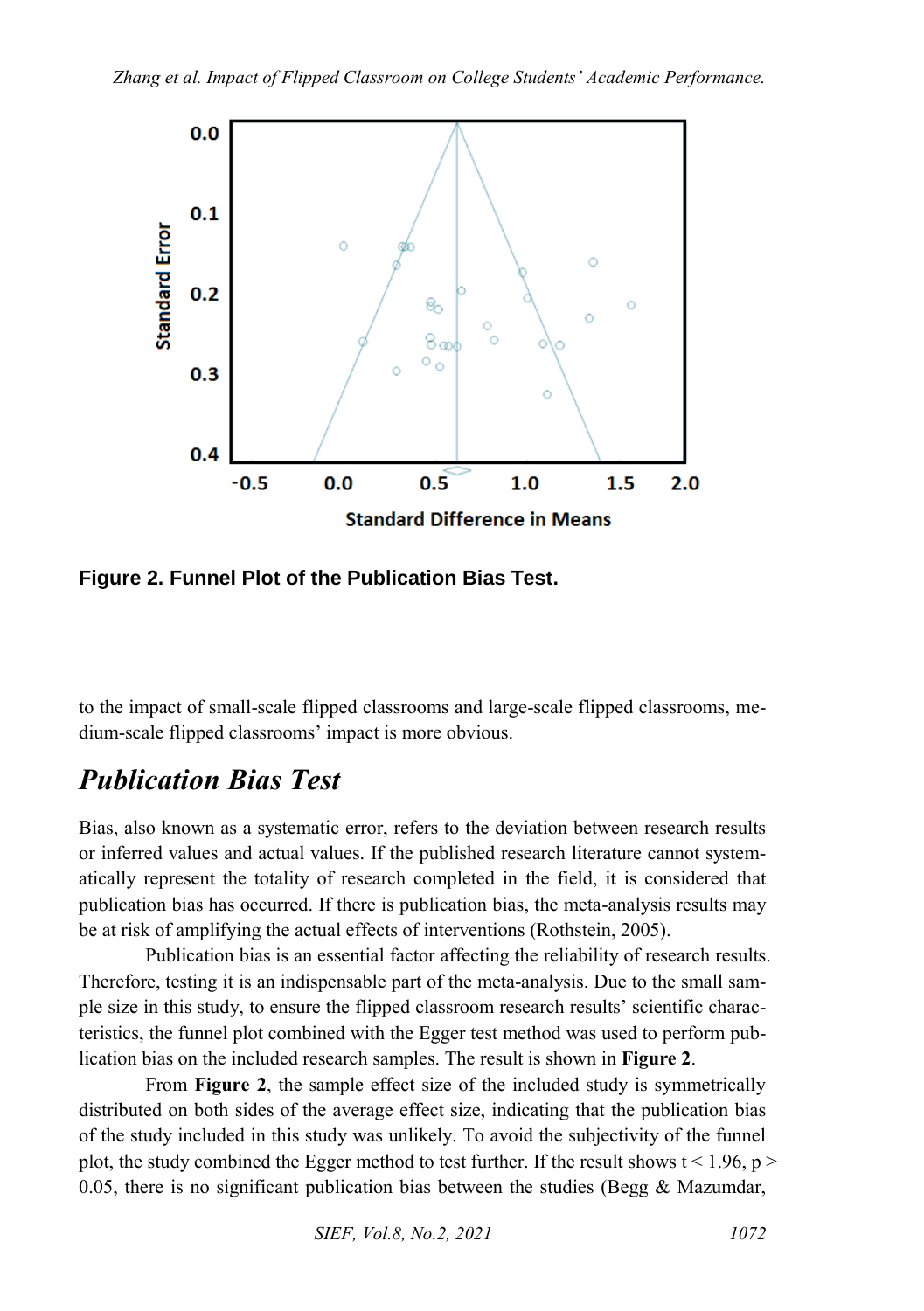**Figure 2. Funnel Plot of the Publication Bias Test.**

to the impact of small-scale flipped classrooms and large-scale flipped classrooms, medium-scale flipped classrooms' impact is more obvious.

## *Publication Bias Test*

Bias, also known as a systematic error, refers to the deviation between research results or inferred values and actual values. If the published research literature cannot systematically represent the totality of research completed in the field, it is considered that publication bias has occurred. If there is publication bias, the meta-analysis results may be at risk of amplifying the actual effects of interventions (Rothstein, 2005).

Publication bias is an essential factor affecting the reliability of research results. Therefore, testing it is an indispensable part of the meta-analysis. Due to the small sample size in this study, to ensure the flipped classroom research results' scientific characteristics, the funnel plot combined with the Egger test method was used to perform publication bias on the included research samples. The result is shown in **Figure 2**.

From **Figure 2**, the sample effect size of the included study is symmetrically distributed on both sides of the average effect size, indicating that the publication bias of the study included in this study was unlikely. To avoid the subjectivity of the funnel plot, the study combined the Egger method to test further. If the result shows $t < 1.96$, $p > 0.05$, there is no significant publication bias between the studies (Begg & Mazumdar,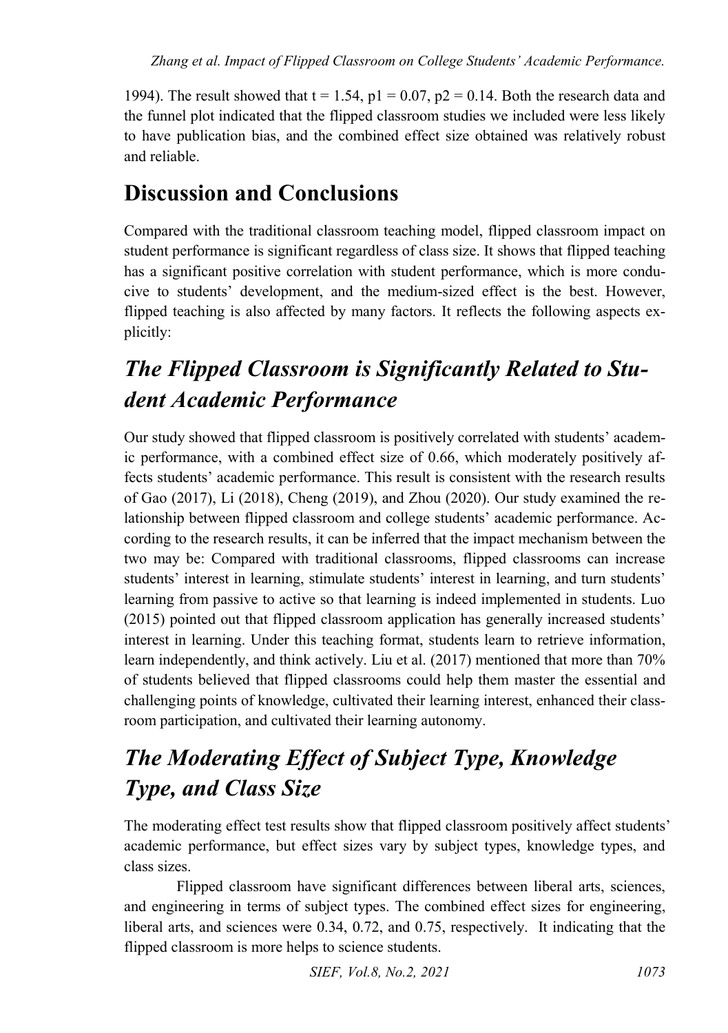1994). The result showed that $t = 1.54$, $p1 = 0.07$, $p2 = 0.14$. Both the research data and the funnel plot indicated that the flipped classroom studies we included were less likely to have publication bias, and the combined effect size obtained was relatively robust and reliable.

# Discussion and Conclusions

Compared with the traditional classroom teaching model, flipped classroom impact on student performance is significant regardless of class size. It shows that flipped teaching has a significant positive correlation with student performance, which is more conducive to students' development, and the medium-sized effect is the best. However, flipped teaching is also affected by many factors. It reflects the following aspects explicitly:

## *The Flipped Classroom is Significantly Related to Student Academic Performance*

Our study showed that flipped classroom is positively correlated with students' academic performance, with a combined effect size of 0.66, which moderately positively affects students' academic performance. This result is consistent with the research results of Gao (2017), Li (2018), Cheng (2019), and Zhou (2020). Our study examined the relationship between flipped classroom and college students' academic performance. According to the research results, it can be inferred that the impact mechanism between the two may be: Compared with traditional classrooms, flipped classrooms can increase students' interest in learning, stimulate students' interest in learning, and turn students' learning from passive to active so that learning is indeed implemented in students. Luo (2015) pointed out that flipped classroom application has generally increased students' interest in learning. Under this teaching format, students learn to retrieve information, learn independently, and think actively. Liu et al. (2017) mentioned that more than 70% of students believed that flipped classrooms could help them master the essential and challenging points of knowledge, cultivated their learning interest, enhanced their classroom participation, and cultivated their learning autonomy.

## *The Moderating Effect of Subject Type, Knowledge Type, and Class Size*

The moderating effect test results show that flipped classroom positively affect students' academic performance, but effect sizes vary by subject types, knowledge types, and class sizes.

Flipped classroom have significant differences between liberal arts, sciences, and engineering in terms of subject types. The combined effect sizes for engineering, liberal arts, and sciences were 0.34, 0.72, and 0.75, respectively. It indicating that the flipped classroom is more helps to science students.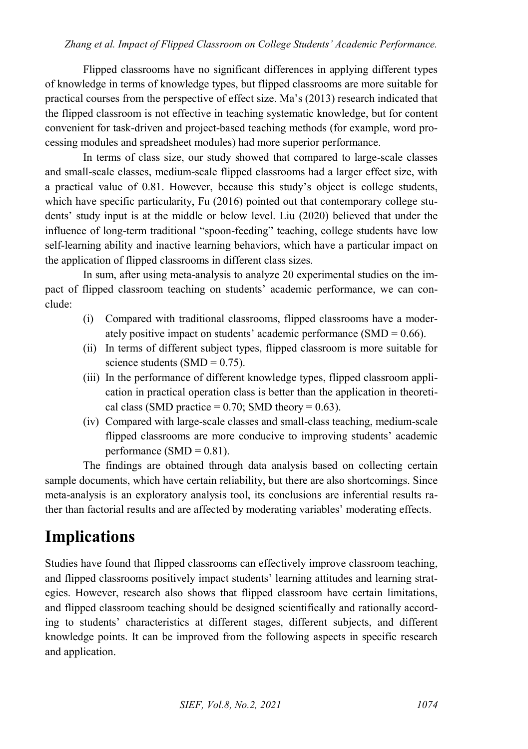Flipped classrooms have no significant differences in applying different types of knowledge in terms of knowledge types, but flipped classrooms are more suitable for practical courses from the perspective of effect size. Ma's (2013) research indicated that the flipped classroom is not effective in teaching systematic knowledge, but for content convenient for task-driven and project-based teaching methods (for example, word processing modules and spreadsheet modules) had more superior performance.

In terms of class size, our study showed that compared to large-scale classes and small-scale classes, medium-scale flipped classrooms had a larger effect size, with a practical value of 0.81. However, because this study's object is college students, which have specific particularity, Fu (2016) pointed out that contemporary college students' study input is at the middle or below level. Liu (2020) believed that under the influence of long-term traditional "spoon-feeding" teaching, college students have low self-learning ability and inactive learning behaviors, which have a particular impact on the application of flipped classrooms in different class sizes.

In sum, after using meta-analysis to analyze 20 experimental studies on the impact of flipped classroom teaching on students' academic performance, we can conclude:

(i) Compared with traditional classrooms, flipped classrooms have a moderately positive impact on students' academic performance (SMD = 0.66).

(ii) In terms of different subject types, flipped classroom is more suitable for science students (SMD = 0.75).

(iii) In the performance of different knowledge types, flipped classroom application in practical operation class is better than the application in theoretical class (SMD practice = 0.70; SMD theory = 0.63).

(iv) Compared with large-scale classes and small-class teaching, medium-scale flipped classrooms are more conducive to improving students' academic performance (SMD = 0.81).

The findings are obtained through data analysis based on collecting certain sample documents, which have certain reliability, but there are also shortcomings. Since meta-analysis is an exploratory analysis tool, its conclusions are inferential results rather than factorial results and are affected by moderating variables' moderating effects.

# Implications

Studies have found that flipped classrooms can effectively improve classroom teaching, and flipped classrooms positively impact students' learning attitudes and learning strategies. However, research also shows that flipped classroom have certain limitations, and flipped classroom teaching should be designed scientifically and rationally according to students' characteristics at different stages, different subjects, and different knowledge points. It can be improved from the following aspects in specific research and application.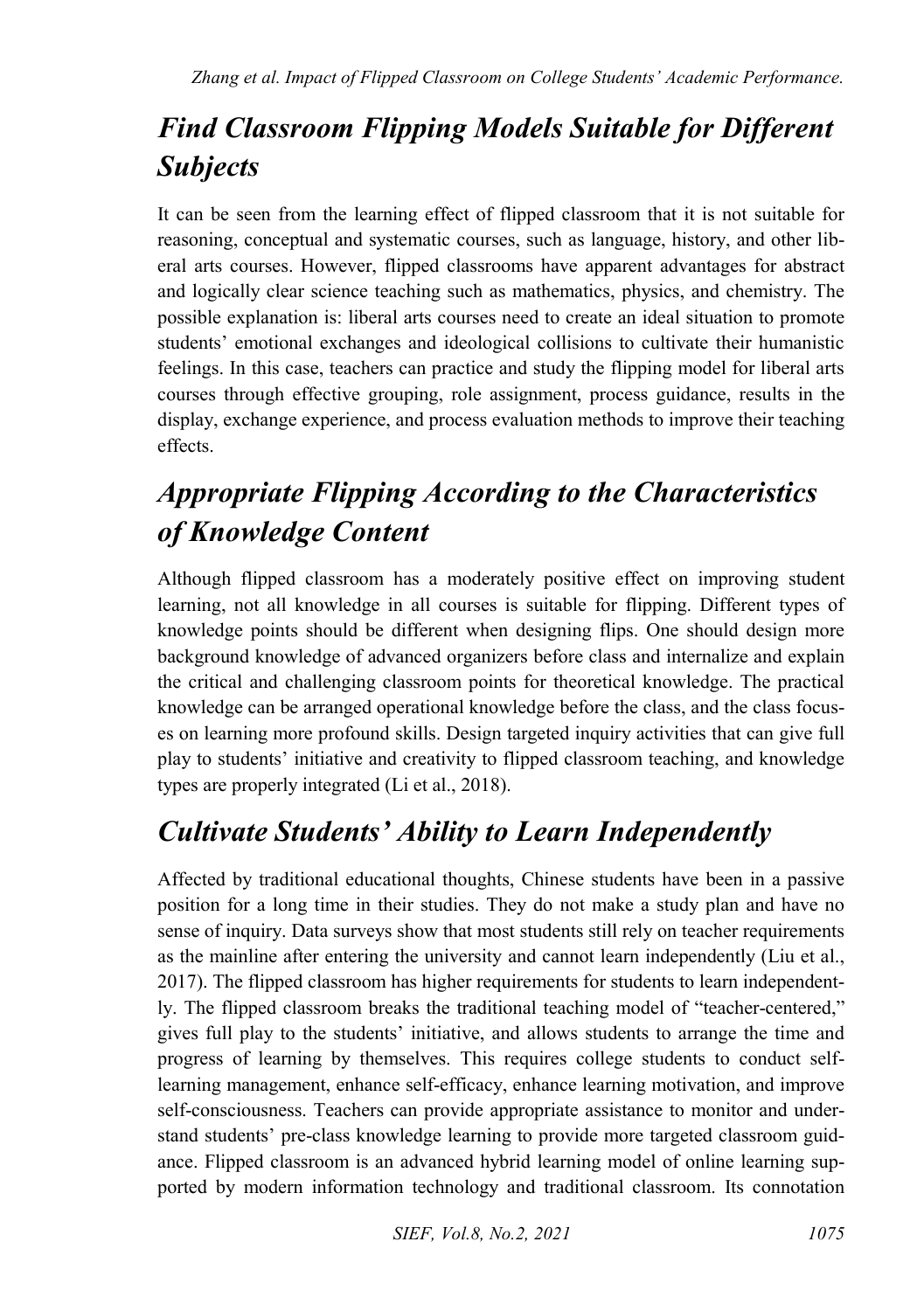## Find Classroom Flipping Models Suitable for Different Subjects

It can be seen from the learning effect of flipped classroom that it is not suitable for reasoning, conceptual and systematic courses, such as language, history, and other liberal arts courses. However, flipped classrooms have apparent advantages for abstract and logically clear science teaching such as mathematics, physics, and chemistry. The possible explanation is: liberal arts courses need to create an ideal situation to promote students' emotional exchanges and ideological collisions to cultivate their humanistic feelings. In this case, teachers can practice and study the flipping model for liberal arts courses through effective grouping, role assignment, process guidance, results in the display, exchange experience, and process evaluation methods to improve their teaching effects.

## Appropriate Flipping According to the Characteristics of Knowledge Content

Although flipped classroom has a moderately positive effect on improving student learning, not all knowledge in all courses is suitable for flipping. Different types of knowledge points should be different when designing flips. One should design more background knowledge of advanced organizers before class and internalize and explain the critical and challenging classroom points for theoretical knowledge. The practical knowledge can be arranged operational knowledge before the class, and the class focuses on learning more profound skills. Design targeted inquiry activities that can give full play to students' initiative and creativity to flipped classroom teaching, and knowledge types are properly integrated (Li et al., 2018).

## Cultivate Students' Ability to Learn Independently

Affected by traditional educational thoughts, Chinese students have been in a passive position for a long time in their studies. They do not make a study plan and have no sense of inquiry. Data surveys show that most students still rely on teacher requirements as the mainline after entering the university and cannot learn independently (Liu et al., 2017). The flipped classroom has higher requirements for students to learn independently. The flipped classroom breaks the traditional teaching model of "teacher-centered," gives full play to the students' initiative, and allows students to arrange the time and progress of learning by themselves. This requires college students to conduct self-learning management, enhance self-efficacy, enhance learning motivation, and improve self-consciousness. Teachers can provide appropriate assistance to monitor and understand students' pre-class knowledge learning to provide more targeted classroom guidance. Flipped classroom is an advanced hybrid learning model of online learning supported by modern information technology and traditional classroom. Its connotation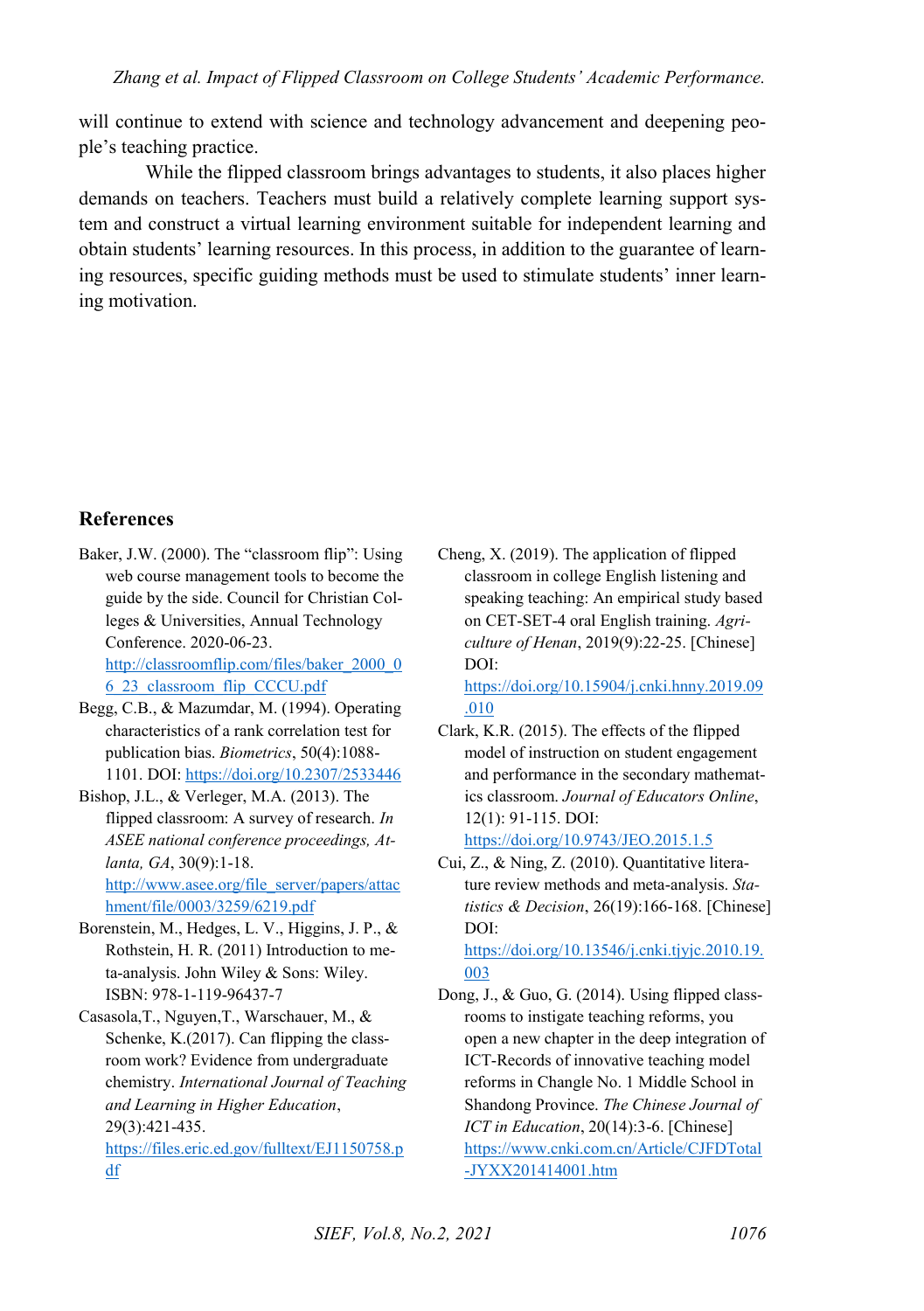will continue to extend with science and technology advancement and deepening people's teaching practice.

While the flipped classroom brings advantages to students, it also places higher demands on teachers. Teachers must build a relatively complete learning support system and construct a virtual learning environment suitable for independent learning and obtain students' learning resources. In this process, in addition to the guarantee of learning resources, specific guiding methods must be used to stimulate students' inner learning motivation.

## References

Baker, J.W. (2000). The "classroom flip": Using web course management tools to become the guide by the side. Council for Christian Colleges & Universities, Annual Technology Conference. 2020-06-23. http://classroomflip.com/files/baker_2000_06_23_classroom_flip_CCCU.pdf

Begg, C.B., & Mazumdar, M. (1994). Operating characteristics of a rank correlation test for publication bias. *Biometrics*, 50(4):1088-1101. DOI: https://doi.org/10.2307/2533446

Bishop, J.L., & Verleger, M.A. (2013). The flipped classroom: A survey of research. *In ASEE national conference proceedings, Atlanta, GA*, 30(9):1-18. http://www.asee.org/file_server/papers/attachment/file/0003/3259/6219.pdf

Borenstein, M., Hedges, L. V., Higgins, J. P., & Rothstein, H. R. (2011) Introduction to meta-analysis. John Wiley & Sons: Wiley. ISBN: 978-1-119-96437-7

Casasola,T., Nguyen,T., Warschauer, M., & Schenke, K.(2017). Can flipping the classroom work? Evidence from undergraduate chemistry. *International Journal of Teaching and Learning in Higher Education*, 29(3):421-435. https://files.eric.ed.gov/fulltext/EJ1150758.pdf

Cheng, X. (2019). The application of flipped classroom in college English listening and speaking teaching: An empirical study based on CET-SET-4 oral English training. *Agriculture of Henan*, 2019(9):22-25. [Chinese] DOI: https://doi.org/10.15904/j.cnki.hnny.2019.09.010

Clark, K.R. (2015). The effects of the flipped model of instruction on student engagement and performance in the secondary mathematics classroom. *Journal of Educators Online*, 12(1): 91-115. DOI: https://doi.org/10.9743/JEO.2015.1.5

Cui, Z., & Ning, Z. (2010). Quantitative literature review methods and meta-analysis. *Statistics & Decision*, 26(19):166-168. [Chinese] DOI: https://doi.org/10.13546/j.cnki.tjyjc.2010.19.003

Dong, J., & Guo, G. (2014). Using flipped classrooms to instigate teaching reforms, you open a new chapter in the deep integration of ICT-Records of innovative teaching model reforms in Changle No. 1 Middle School in Shandong Province. *The Chinese Journal of ICT in Education*, 20(14):3-6. [Chinese] https://www.cnki.com.cn/Article/CJFDTotal-JYXX201414001.htm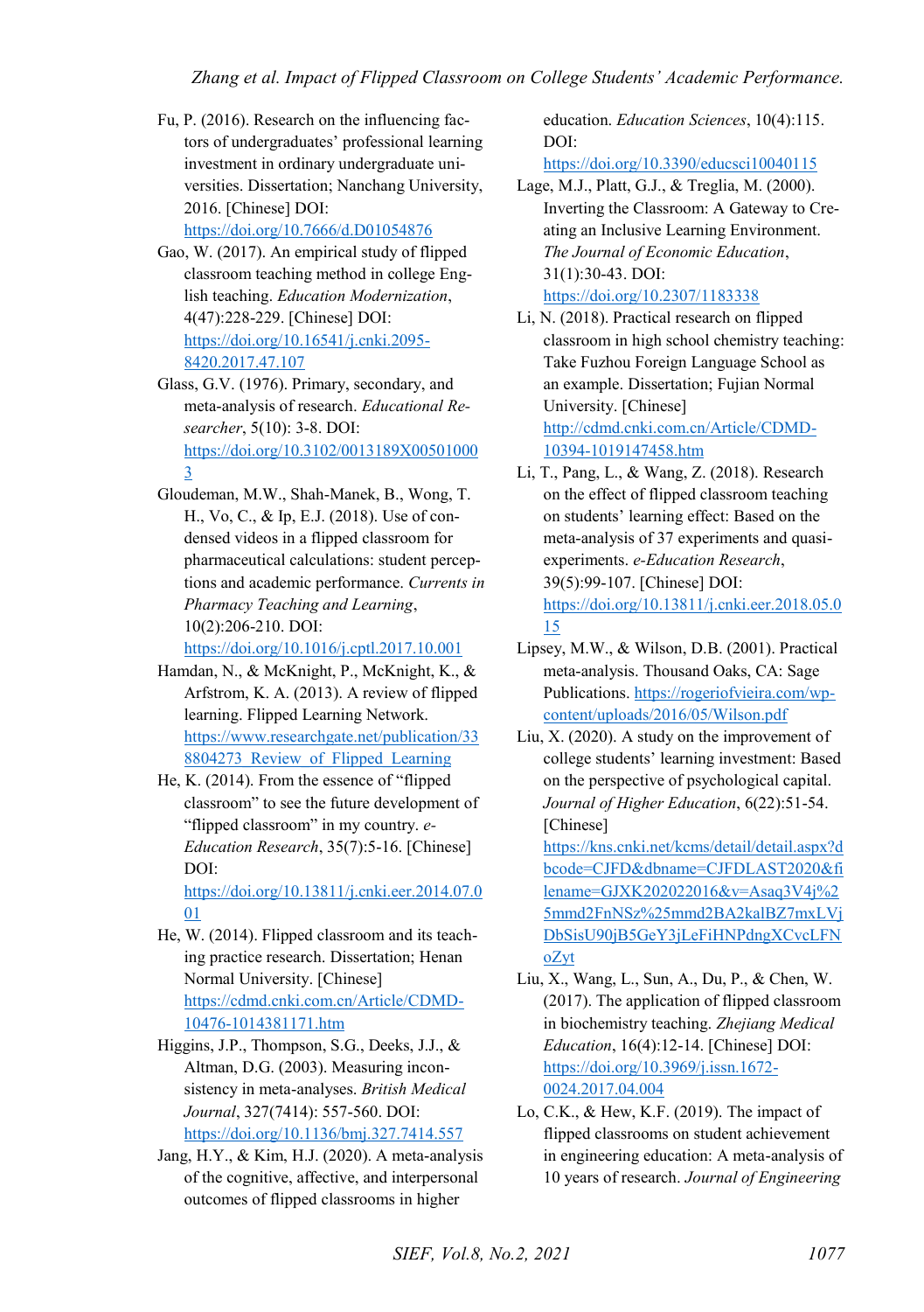Fu, P. (2016). Research on the influencing factors of undergraduates' professional learning investment in ordinary undergraduate universities. Dissertation; Nanchang University, 2016. [Chinese] DOI: https://doi.org/10.7666/d.D01054876

Gao, W. (2017). An empirical study of flipped classroom teaching method in college English teaching. *Education Modernization*, 4(47):228-229. [Chinese] DOI: https://doi.org/10.16541/j.cnki.2095-8420.2017.47.107

Glass, G.V. (1976). Primary, secondary, and meta-analysis of research. *Educational Researcher*, 5(10): 3-8. DOI: https://doi.org/10.3102/0013189X005010003

Gloudeman, M.W., Shah-Manek, B., Wong, T. H., Vo, C., & Ip, E.J. (2018). Use of condensed videos in a flipped classroom for pharmaceutical calculations: student perceptions and academic performance. *Currents in Pharmacy Teaching and Learning*, 10(2):206-210. DOI: https://doi.org/10.1016/j.cptl.2017.10.001

Hamdan, N., & McKnight, P., McKnight, K., & Arfstrom, K. A. (2013). A review of flipped learning. Flipped Learning Network. https://www.researchgate.net/publication/338804273_Review_of_Flipped_Learning

He, K. (2014). From the essence of "flipped classroom" to see the future development of "flipped classroom" in my country. *e-Education Research*, 35(7):5-16. [Chinese] DOI: https://doi.org/10.13811/j.cnki.eer.2014.07.001

He, W. (2014). Flipped classroom and its teaching practice research. Dissertation; Henan Normal University. [Chinese] https://cdmd.cnki.com.cn/Article/CDMD-10476-1014381171.htm

Higgins, J.P., Thompson, S.G., Deeks, J.J., & Altman, D.G. (2003). Measuring inconsistency in meta-analyses. *British Medical Journal*, 327(7414): 557-560. DOI: https://doi.org/10.1136/bmj.327.7414.557

Jang, H.Y., & Kim, H.J. (2020). A meta-analysis of the cognitive, affective, and interpersonal outcomes of flipped classrooms in higher education. *Education Sciences*, 10(4):115. DOI: https://doi.org/10.3390/educsci10040115

Lage, M.J., Platt, G.J., & Treglia, M. (2000). Inverting the Classroom: A Gateway to Creating an Inclusive Learning Environment. *The Journal of Economic Education*, 31(1):30-43. DOI: https://doi.org/10.2307/1183338

Li, N. (2018). Practical research on flipped classroom in high school chemistry teaching: Take Fuzhou Foreign Language School as an example. Dissertation; Fujian Normal University. [Chinese] http://cdmd.cnki.com.cn/Article/CDMD-10394-1019147458.htm

Li, T., Pang, L., & Wang, Z. (2018). Research on the effect of flipped classroom teaching on students' learning effect: Based on the meta-analysis of 37 experiments and quasi-experiments. *e-Education Research*, 39(5):99-107. [Chinese] DOI: https://doi.org/10.13811/j.cnki.eer.2018.05.015

Lipsey, M.W., & Wilson, D.B. (2001). Practical meta-analysis. Thousand Oaks, CA: Sage Publications. https://rogeriofvieira.com/wp-content/uploads/2016/05/Wilson.pdf

Liu, X. (2020). A study on the improvement of college students' learning investment: Based on the perspective of psychological capital. *Journal of Higher Education*, 6(22):51-54. [Chinese] https://kns.cnki.net/kcms/detail/detail.aspx?dbcode=CJFD&dbname=CJFDLAST2020&filename=GJXK202022016&v=Asaq3V4j%25mmd2FnNSz%25mmd2BA2kalBZ7mxLVjDbSisU90jB5GeY3jLeFiHNPdngXCvcLFNoZyt

Liu, X., Wang, L., Sun, A., Du, P., & Chen, W. (2017). The application of flipped classroom in biochemistry teaching. *Zhejiang Medical Education*, 16(4):12-14. [Chinese] DOI: https://doi.org/10.3969/j.issn.1672-0024.2017.04.004

Lo, C.K., & Hew, K.F. (2019). The impact of flipped classrooms on student achievement in engineering education: A meta-analysis of 10 years of research. *Journal of Engineering*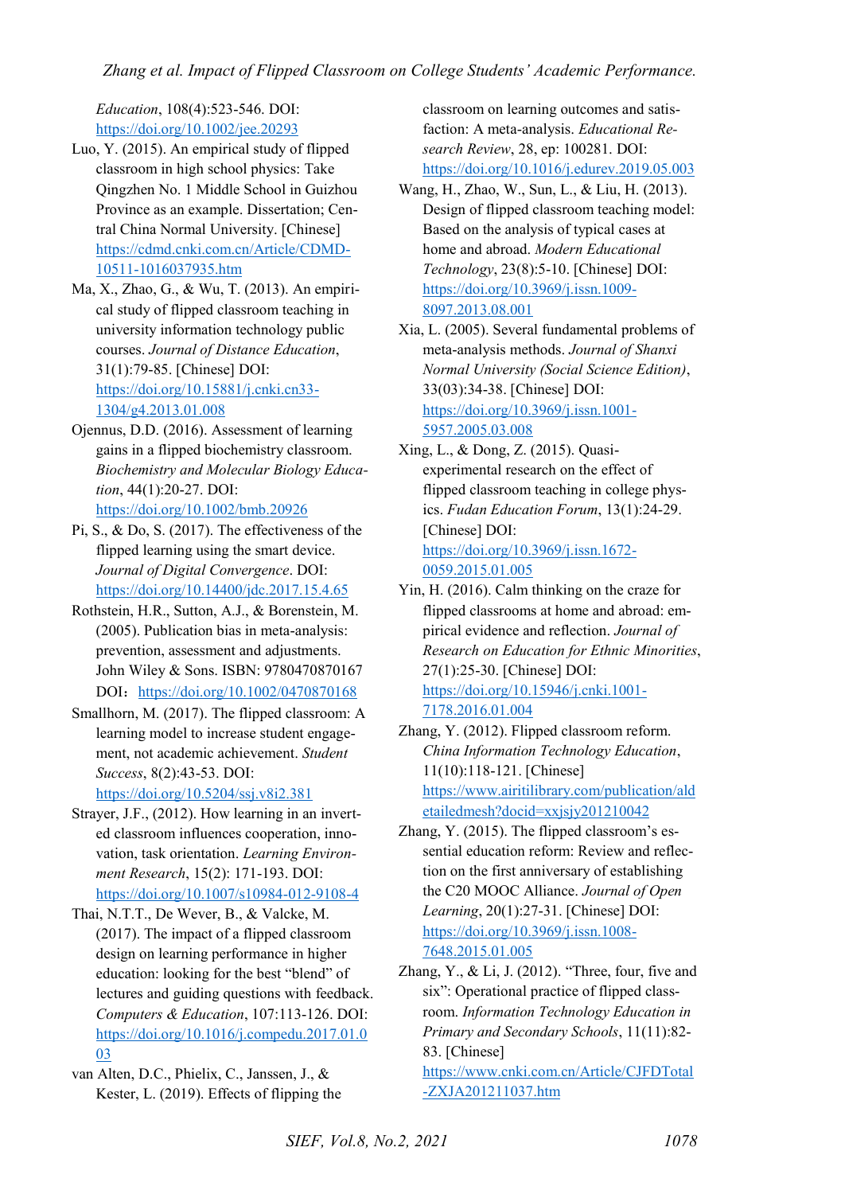*Education*, 108(4):523-546. DOI: https://doi.org/10.1002/jee.20293

Luo, Y. (2015). An empirical study of flipped classroom in high school physics: Take Qingzhen No. 1 Middle School in Guizhou Province as an example. Dissertation; Central China Normal University. [Chinese] https://cdmd.cnki.com.cn/Article/CDMD-10511-1016037935.htm

Ma, X., Zhao, G., & Wu, T. (2013). An empirical study of flipped classroom teaching in university information technology public courses. *Journal of Distance Education*, 31(1):79-85. [Chinese] DOI: https://doi.org/10.15881/j.cnki.cn33-1304/g4.2013.01.008

Ojennus, D.D. (2016). Assessment of learning gains in a flipped biochemistry classroom. *Biochemistry and Molecular Biology Education*, 44(1):20-27. DOI: https://doi.org/10.1002/bmb.20926

Pi, S., & Do, S. (2017). The effectiveness of the flipped learning using the smart device. *Journal of Digital Convergence*. DOI: https://doi.org/10.14400/jdc.2017.15.4.65

Rothstein, H.R., Sutton, A.J., & Borenstein, M. (2005). Publication bias in meta-analysis: prevention, assessment and adjustments. John Wiley & Sons. ISBN: 9780470870167 DOI：https://doi.org/10.1002/0470870168

Smallhorn, M. (2017). The flipped classroom: A learning model to increase student engagement, not academic achievement. *Student Success*, 8(2):43-53. DOI: https://doi.org/10.5204/ssj.v8i2.381

Strayer, J.F., (2012). How learning in an inverted classroom influences cooperation, innovation, task orientation. *Learning Environment Research*, 15(2): 171-193. DOI: https://doi.org/10.1007/s10984-012-9108-4

Thai, N.T.T., De Wever, B., & Valcke, M. (2017). The impact of a flipped classroom design on learning performance in higher education: looking for the best "blend" of lectures and guiding questions with feedback. *Computers & Education*, 107:113-126. DOI: https://doi.org/10.1016/j.compedu.2017.01.003

van Alten, D.C., Phielix, C., Janssen, J., & Kester, L. (2019). Effects of flipping the classroom on learning outcomes and satisfaction: A meta-analysis. *Educational Research Review*, 28, ep: 100281. DOI: https://doi.org/10.1016/j.edurev.2019.05.003

Wang, H., Zhao, W., Sun, L., & Liu, H. (2013). Design of flipped classroom teaching model: Based on the analysis of typical cases at home and abroad. *Modern Educational Technology*, 23(8):5-10. [Chinese] DOI: https://doi.org/10.3969/j.issn.1009-8097.2013.08.001

Xia, L. (2005). Several fundamental problems of meta-analysis methods. *Journal of Shanxi Normal University (Social Science Edition)*, 33(03):34-38. [Chinese] DOI: https://doi.org/10.3969/j.issn.1001-5957.2005.03.008

Xing, L., & Dong, Z. (2015). Quasi-experimental research on the effect of flipped classroom teaching in college physics. *Fudan Education Forum*, 13(1):24-29. [Chinese] DOI: https://doi.org/10.3969/j.issn.1672-0059.2015.01.005

Yin, H. (2016). Calm thinking on the craze for flipped classrooms at home and abroad: empirical evidence and reflection. *Journal of Research on Education for Ethnic Minorities*, 27(1):25-30. [Chinese] DOI: https://doi.org/10.15946/j.cnki.1001-7178.2016.01.004

Zhang, Y. (2012). Flipped classroom reform. *China Information Technology Education*, 11(10):118-121. [Chinese] https://www.airitilibrary.com/publication/aldetailedmesh?docid=xxjsjy201210042

Zhang, Y. (2015). The flipped classroom's essential education reform: Review and reflection on the first anniversary of establishing the C20 MOOC Alliance. *Journal of Open Learning*, 20(1):27-31. [Chinese] DOI: https://doi.org/10.3969/j.issn.1008-7648.2015.01.005

Zhang, Y., & Li, J. (2012). "Three, four, five and six": Operational practice of flipped classroom. *Information Technology Education in Primary and Secondary Schools*, 11(11):82-83. [Chinese] https://www.cnki.com.cn/Article/CJFDTotal-ZXJA201211037.htm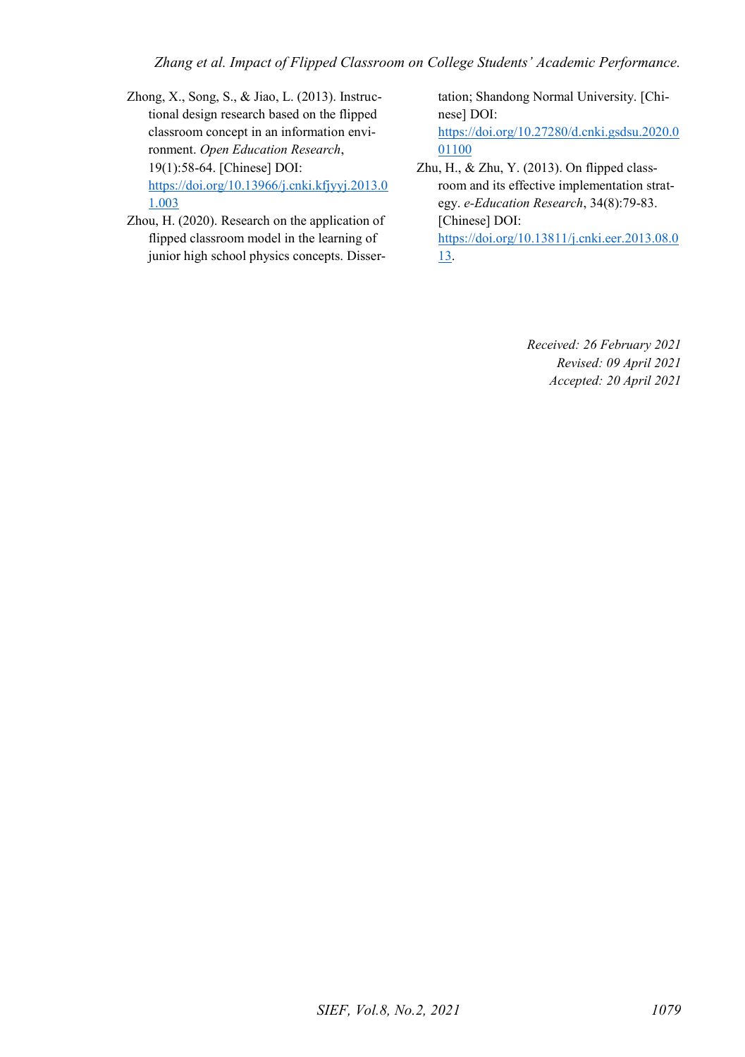Zhong, X., Song, S., & Jiao, L. (2013). Instructional design research based on the flipped classroom concept in an information environment. *Open Education Research*, 19(1):58-64. [Chinese] DOI: https://doi.org/10.13966/j.cnki.kfjyyj.2013.01.003

Zhou, H. (2020). Research on the application of flipped classroom model in the learning of junior high school physics concepts. Dissertation; Shandong Normal University. [Chinese] DOI: https://doi.org/10.27280/d.cnki.gsdsu.2020.001100

Zhu, H., & Zhu, Y. (2013). On flipped classroom and its effective implementation strategy. *e-Education Research*, 34(8):79-83. [Chinese] DOI: https://doi.org/10.13811/j.cnki.eer.2013.08.013.

*Received: 26 February 2021*
*Revised: 09 April 2021*
*Accepted: 20 April 2021*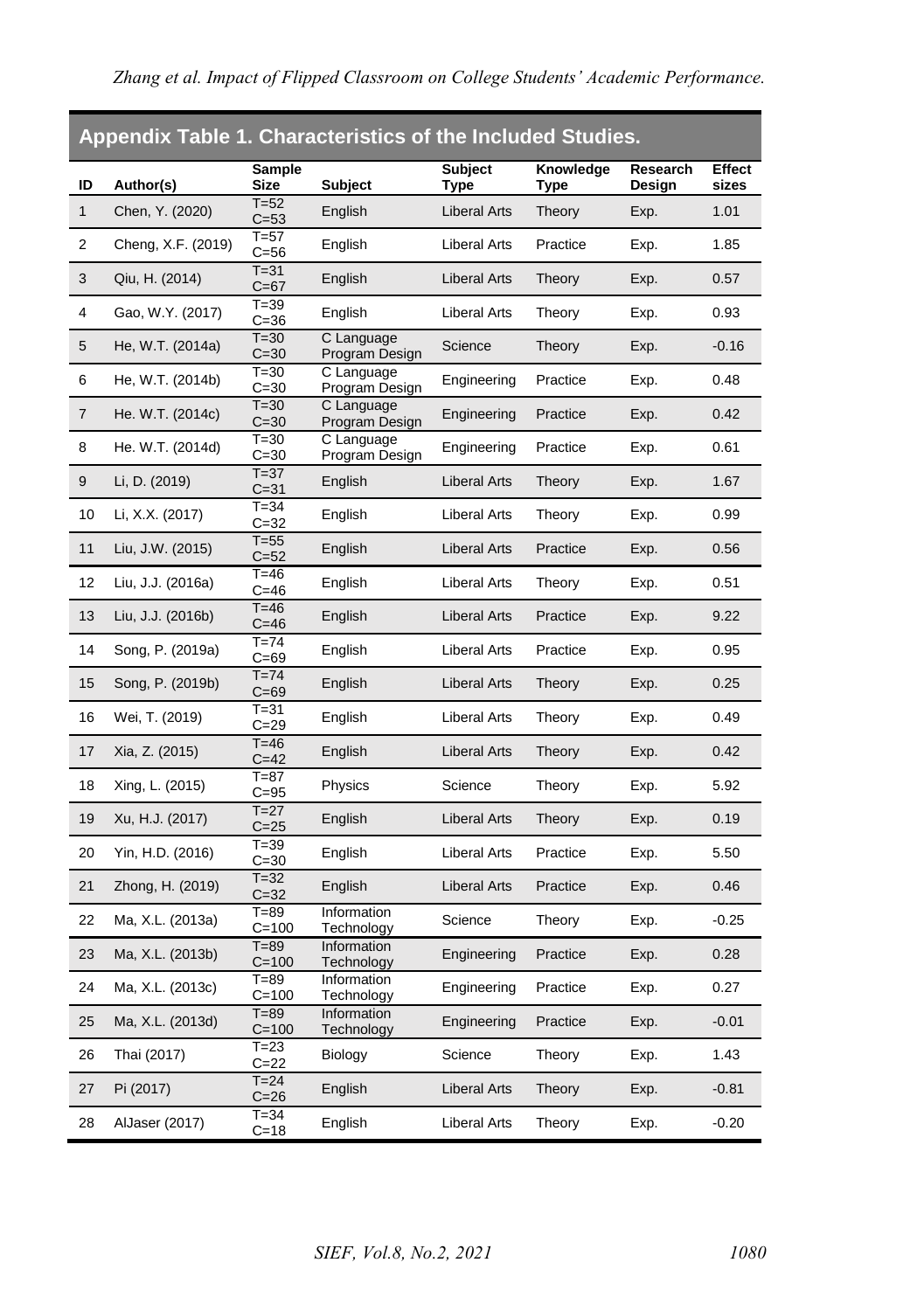## Appendix Table 1. Characteristics of the Included Studies.

| ID | Author(s) | Sample Size | Subject | Subject Type | Knowledge Type | Research Design | Effect sizes |
|---|---|---|---|---|---|---|---|
| 1 | Chen, Y. (2020) | T=52 C=53 | English | Liberal Arts | Theory | Exp. | 1.01 |
| 2 | Cheng, X.F. (2019) | T=57 C=56 | English | Liberal Arts | Practice | Exp. | 1.85 |
| 3 | Qiu, H. (2014) | T=31 C=67 | English | Liberal Arts | Theory | Exp. | 0.57 |
| 4 | Gao, W.Y. (2017) | T=39 C=36 | English | Liberal Arts | Theory | Exp. | 0.93 |
| 5 | He, W.T. (2014a) | T=30 C=30 | C Language Program Design | Science | Theory | Exp. | -0.16 |
| 6 | He, W.T. (2014b) | T=30 C=30 | C Language Program Design | Engineering | Practice | Exp. | 0.48 |
| 7 | He. W.T. (2014c) | T=30 C=30 | C Language Program Design | Engineering | Practice | Exp. | 0.42 |
| 8 | He. W.T. (2014d) | T=30 C=30 | C Language Program Design | Engineering | Practice | Exp. | 0.61 |
| 9 | Li, D. (2019) | T=37 C=31 | English | Liberal Arts | Theory | Exp. | 1.67 |
| 10 | Li, X.X. (2017) | T=34 C=32 | English | Liberal Arts | Theory | Exp. | 0.99 |
| 11 | Liu, J.W. (2015) | T=55 C=52 | English | Liberal Arts | Practice | Exp. | 0.56 |
| 12 | Liu, J.J. (2016a) | T=46 C=46 | English | Liberal Arts | Theory | Exp. | 0.51 |
| 13 | Liu, J.J. (2016b) | T=46 C=46 | English | Liberal Arts | Practice | Exp. | 9.22 |
| 14 | Song, P. (2019a) | T=74 C=69 | English | Liberal Arts | Practice | Exp. | 0.95 |
| 15 | Song, P. (2019b) | T=74 C=69 | English | Liberal Arts | Theory | Exp. | 0.25 |
| 16 | Wei, T. (2019) | T=31 C=29 | English | Liberal Arts | Theory | Exp. | 0.49 |
| 17 | Xia, Z. (2015) | T=46 C=42 | English | Liberal Arts | Theory | Exp. | 0.42 |
| 18 | Xing, L. (2015) | T=87 C=95 | Physics | Science | Theory | Exp. | 5.92 |
| 19 | Xu, H.J. (2017) | T=27 C=25 | English | Liberal Arts | Theory | Exp. | 0.19 |
| 20 | Yin, H.D. (2016) | T=39 C=30 | English | Liberal Arts | Practice | Exp. | 5.50 |
| 21 | Zhong, H. (2019) | T=32 C=32 | English | Liberal Arts | Practice | Exp. | 0.46 |
| 22 | Ma, X.L. (2013a) | T=89 C=100 | Information Technology | Science | Theory | Exp. | -0.25 |
| 23 | Ma, X.L. (2013b) | T=89 C=100 | Information Technology | Engineering | Practice | Exp. | 0.28 |
| 24 | Ma, X.L. (2013c) | T=89 C=100 | Information Technology | Engineering | Practice | Exp. | 0.27 |
| 25 | Ma, X.L. (2013d) | T=89 C=100 | Information Technology | Engineering | Practice | Exp. | -0.01 |
| 26 | Thai (2017) | T=23 C=22 | Biology | Science | Theory | Exp. | 1.43 |
| 27 | Pi (2017) | T=24 C=26 | English | Liberal Arts | Theory | Exp. | -0.81 |
| 28 | AlJaser (2017) | T=34 C=18 | English | Liberal Arts | Theory | Exp. | -0.20 |